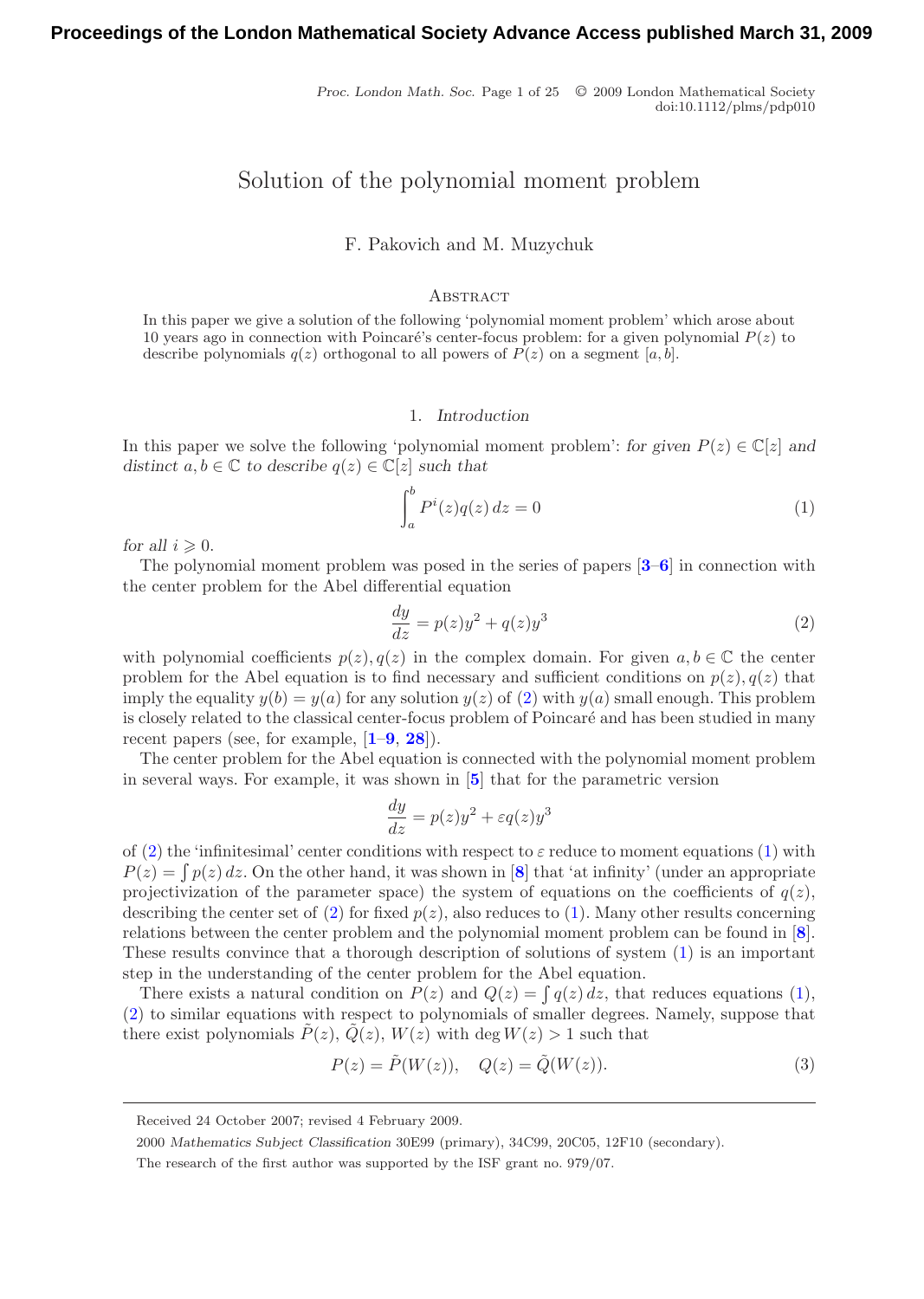# Solution of the polynomial moment problem

F. Pakovich and M. Muzychuk

## Abstract

In this paper we give a solution of the following 'polynomial moment problem' which arose about 10 years ago in connection with Poincaré's center-focus problem: for a given polynomial $P(z)$ to describe polynomials $q(z)$ orthogonal to all powers of $P(z)$ on a segment $[a, b]$.

## 1. *Introduction*

In this paper we solve the following 'polynomial moment problem': *for given* $P(z) \in \mathbb{C}[z]$ *and distinct* $a, b \in \mathbb{C}$ *to describe* $q(z) \in \mathbb{C}[z]$ *such that*

$$\int_a^b P^i(z) q(z)\, dz = 0 \tag{1}$$

*for all* $i \geqslant 0$.

The polynomial moment problem was posed in the series of papers [3–6] in connection with the center problem for the Abel differential equation

$$\frac{dy}{dz} = p(z)y^2 + q(z)y^3 \tag{2}$$

with polynomial coefficients $p(z), q(z)$ in the complex domain. For given $a, b \in \mathbb{C}$ the center problem for the Abel equation is to find necessary and sufficient conditions on $p(z), q(z)$ that imply the equality $y(b) = y(a)$ for any solution $y(z)$ of (2) with $y(a)$ small enough. This problem is closely related to the classical center-focus problem of Poincaré and has been studied in many recent papers (see, for example, [1–9, 28]).

The center problem for the Abel equation is connected with the polynomial moment problem in several ways. For example, it was shown in [5] that for the parametric version

$$\frac{dy}{dz} = p(z)y^2 + \varepsilon q(z)y^3$$

of (2) the 'infinitesimal' center conditions with respect to $\varepsilon$ reduce to moment equations (1) with $P(z) = \int p(z)\, dz$. On the other hand, it was shown in [8] that 'at infinity' (under an appropriate projectivization of the parameter space) the system of equations on the coefficients of $q(z)$, describing the center set of (2) for fixed $p(z)$, also reduces to (1). Many other results concerning relations between the center problem and the polynomial moment problem can be found in [8]. These results convince that a thorough description of solutions of system (1) is an important step in the understanding of the center problem for the Abel equation.

There exists a natural condition on $P(z)$ and $Q(z) = \int q(z)\, dz$, that reduces equations (1), (2) to similar equations with respect to polynomials of smaller degrees. Namely, suppose that there exist polynomials $\tilde{P}(z)$, $\tilde{Q}(z)$, $W(z)$ with $\deg W(z) > 1$ such that

$$P(z) = \tilde{P}(W(z)), \quad Q(z) = \tilde{Q}(W(z)). \tag{3}$$

Received 24 October 2007; revised 4 February 2009.

2000 *Mathematics Subject Classification* 30E99 (primary), 34C99, 20C05, 12F10 (secondary).

The research of the first author was supported by the ISF grant no. 979/07.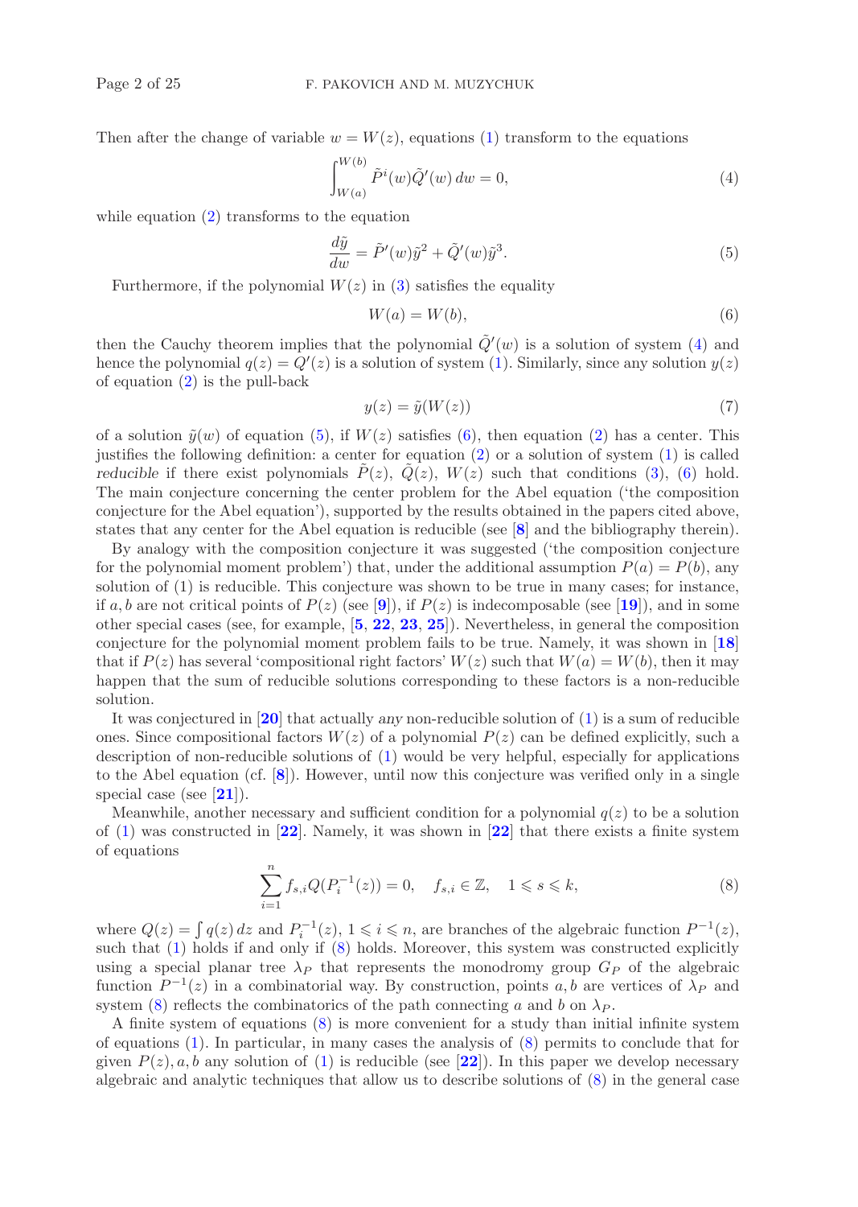Then after the change of variable $w = W(z)$, equations (1) transform to the equations

$$\int_{W(a)}^{W(b)} \tilde{P}^i(w)\tilde{Q}'(w)\,dw = 0, \tag{4}$$

while equation (2) transforms to the equation

$$\frac{d\tilde{y}}{dw} = \tilde{P}'(w)\tilde{y}^2 + \tilde{Q}'(w)\tilde{y}^3. \tag{5}$$

Furthermore, if the polynomial $W(z)$ in (3) satisfies the equality

$$W(a) = W(b), \tag{6}$$

then the Cauchy theorem implies that the polynomial $\tilde{Q}'(w)$ is a solution of system (4) and hence the polynomial $q(z) = Q'(z)$ is a solution of system (1). Similarly, since any solution $y(z)$ of equation (2) is the pull-back

$$y(z) = \tilde{y}(W(z)) \tag{7}$$

of a solution $\tilde{y}(w)$ of equation (5), if $W(z)$ satisfies (6), then equation (2) has a center. This justifies the following definition: a center for equation (2) or a solution of system (1) is called *reducible* if there exist polynomials $\tilde{P}(z)$, $\tilde{Q}(z)$, $W(z)$ such that conditions (3), (6) hold. The main conjecture concerning the center problem for the Abel equation ('the composition conjecture for the Abel equation'), supported by the results obtained in the papers cited above, states that any center for the Abel equation is reducible (see [**8**] and the bibliography therein).

By analogy with the composition conjecture it was suggested ('the composition conjecture for the polynomial moment problem') that, under the additional assumption $P(a) = P(b)$, any solution of (1) is reducible. This conjecture was shown to be true in many cases; for instance, if $a, b$ are not critical points of $P(z)$ (see [**9**]), if $P(z)$ is indecomposable (see [**19**]), and in some other special cases (see, for example, [**5**, **22**, **23**, **25**]). Nevertheless, in general the composition conjecture for the polynomial moment problem fails to be true. Namely, it was shown in [**18**] that if $P(z)$ has several 'compositional right factors' $W(z)$ such that $W(a) = W(b)$, then it may happen that the sum of reducible solutions corresponding to these factors is a non-reducible solution.

It was conjectured in [**20**] that actually *any* non-reducible solution of (1) is a sum of reducible ones. Since compositional factors $W(z)$ of a polynomial $P(z)$ can be defined explicitly, such a description of non-reducible solutions of (1) would be very helpful, especially for applications to the Abel equation (cf. [**8**]). However, until now this conjecture was verified only in a single special case (see [**21**]).

Meanwhile, another necessary and sufficient condition for a polynomial $q(z)$ to be a solution of (1) was constructed in [**22**]. Namely, it was shown in [**22**] that there exists a finite system of equations

$$\sum_{i=1}^{n} f_{s,i} Q(P_i^{-1}(z)) = 0, \quad f_{s,i} \in \mathbb{Z}, \quad 1 \leqslant s \leqslant k, \tag{8}$$

where $Q(z) = \int q(z)\,dz$ and $P_i^{-1}(z)$, $1 \leqslant i \leqslant n$, are branches of the algebraic function $P^{-1}(z)$, such that (1) holds if and only if (8) holds. Moreover, this system was constructed explicitly using a special planar tree $\lambda_P$ that represents the monodromy group $G_P$ of the algebraic function $P^{-1}(z)$ in a combinatorial way. By construction, points $a, b$ are vertices of $\lambda_P$ and system (8) reflects the combinatorics of the path connecting $a$ and $b$ on $\lambda_P$.

A finite system of equations (8) is more convenient for a study than initial infinite system of equations (1). In particular, in many cases the analysis of (8) permits to conclude that for given $P(z), a, b$ any solution of (1) is reducible (see [**22**]). In this paper we develop necessary algebraic and analytic techniques that allow us to describe solutions of (8) in the general case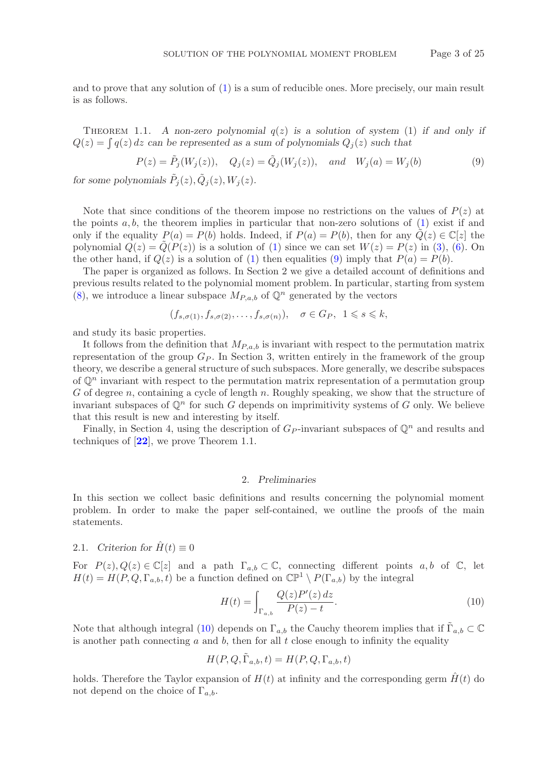and to prove that any solution of (1) is a sum of reducible ones. More precisely, our main result is as follows.

Theorem 1.1. *A non-zero polynomial $q(z)$ is a solution of system* (1) *if and only if $Q(z) = \int q(z)\,dz$ can be represented as a sum of polynomials $Q_j(z)$ such that*

$$P(z) = \tilde{P}_j(W_j(z)), \quad Q_j(z) = \tilde{Q}_j(W_j(z)), \quad \text{and} \quad W_j(a) = W_j(b) \tag{9}$$

*for some polynomials $\tilde{P}_j(z), \tilde{Q}_j(z), W_j(z)$.*

Note that since conditions of the theorem impose no restrictions on the values of $P(z)$ at the points $a, b$, the theorem implies in particular that non-zero solutions of (1) exist if and only if the equality $P(a) = P(b)$ holds. Indeed, if $P(a) = P(b)$, then for any $\tilde{Q}(z) \in \mathbb{C}[z]$ the polynomial $Q(z) = \tilde{Q}(P(z))$ is a solution of (1) since we can set $W(z) = P(z)$ in (3), (6). On the other hand, if $Q(z)$ is a solution of (1) then equalities (9) imply that $P(a) = P(b)$.

The paper is organized as follows. In Section 2 we give a detailed account of definitions and previous results related to the polynomial moment problem. In particular, starting from system (8), we introduce a linear subspace $M_{P,a,b}$ of $\mathbb{Q}^n$ generated by the vectors

$$(f_{s,\sigma(1)}, f_{s,\sigma(2)}, \ldots, f_{s,\sigma(n)}), \quad \sigma \in G_P, \ 1 \leqslant s \leqslant k,$$

and study its basic properties.

It follows from the definition that $M_{P,a,b}$ is invariant with respect to the permutation matrix representation of the group $G_P$. In Section 3, written entirely in the framework of the group theory, we describe a general structure of such subspaces. More generally, we describe subspaces of $\mathbb{Q}^n$ invariant with respect to the permutation matrix representation of a permutation group $G$ of degree $n$, containing a cycle of length $n$. Roughly speaking, we show that the structure of invariant subspaces of $\mathbb{Q}^n$ for such $G$ depends on imprimitivity systems of $G$ only. We believe that this result is new and interesting by itself.

Finally, in Section 4, using the description of $G_P$-invariant subspaces of $\mathbb{Q}^n$ and results and techniques of [**22**], we prove Theorem 1.1.

## 2. *Preliminaries*

In this section we collect basic definitions and results concerning the polynomial moment problem. In order to make the paper self-contained, we outline the proofs of the main statements.

### 2.1. *Criterion for $\hat{H}(t) \equiv 0$*

For $P(z), Q(z) \in \mathbb{C}[z]$ and a path $\Gamma_{a,b} \subset \mathbb{C}$, connecting different points $a, b$ of $\mathbb{C}$, let $H(t) = H(P, Q, \Gamma_{a,b}, t)$ be a function defined on $\mathbb{CP}^1 \setminus P(\Gamma_{a,b})$ by the integral

$$H(t) = \int_{\Gamma_{a,b}} \frac{Q(z)P'(z)\,dz}{P(z) - t}. \tag{10}$$

Note that although integral (10) depends on $\Gamma_{a,b}$ the Cauchy theorem implies that if $\tilde{\Gamma}_{a,b} \subset \mathbb{C}$ is another path connecting $a$ and $b$, then for all $t$ close enough to infinity the equality

$$H(P, Q, \tilde{\Gamma}_{a,b}, t) = H(P, Q, \Gamma_{a,b}, t)$$

holds. Therefore the Taylor expansion of $H(t)$ at infinity and the corresponding germ $\hat{H}(t)$ do not depend on the choice of $\Gamma_{a,b}$.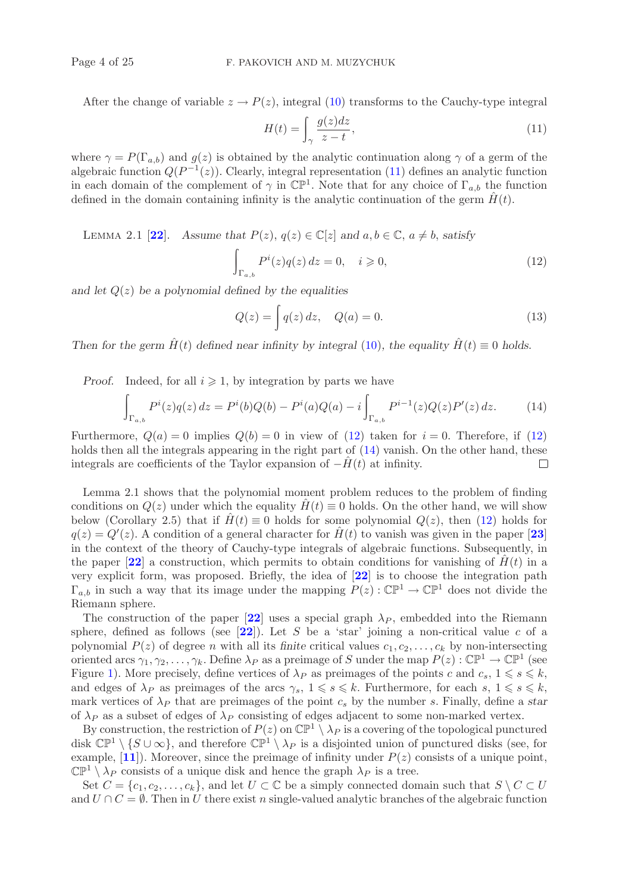After the change of variable $z \to P(z)$, integral (10) transforms to the Cauchy-type integral

$$H(t) = \int_{\gamma} \frac{g(z)dz}{z-t}, \tag{11}$$

where $\gamma = P(\Gamma_{a,b})$ and $g(z)$ is obtained by the analytic continuation along $\gamma$ of a germ of the algebraic function $Q(P^{-1}(z))$. Clearly, integral representation (11) defines an analytic function in each domain of the complement of $\gamma$ in $\mathbb{CP}^1$. Note that for any choice of $\Gamma_{a,b}$ the function defined in the domain containing infinity is the analytic continuation of the germ $\hat{H}(t)$.

Lemma 2.1 [22]. *Assume that $P(z)$, $q(z) \in \mathbb{C}[z]$ and $a, b \in \mathbb{C}$, $a \neq b$, satisfy*

$$\int_{\Gamma_{a,b}} P^i(z) q(z)\, dz = 0, \quad i \geqslant 0, \tag{12}$$

*and let $Q(z)$ be a polynomial defined by the equalities*

$$Q(z) = \int q(z)\, dz, \quad Q(a) = 0. \tag{13}$$

*Then for the germ $\hat{H}(t)$ defined near infinity by integral (10), the equality $\hat{H}(t) \equiv 0$ holds.*

*Proof.* Indeed, for all $i \geqslant 1$, by integration by parts we have

$$\int_{\Gamma_{a,b}} P^i(z) q(z)\, dz = P^i(b)Q(b) - P^i(a)Q(a) - i \int_{\Gamma_{a,b}} P^{i-1}(z) Q(z) P'(z)\, dz. \tag{14}$$

Furthermore, $Q(a) = 0$ implies $Q(b) = 0$ in view of (12) taken for $i = 0$. Therefore, if (12) holds then all the integrals appearing in the right part of (14) vanish. On the other hand, these integrals are coefficients of the Taylor expansion of $-\hat{H}(t)$ at infinity. $\square$

Lemma 2.1 shows that the polynomial moment problem reduces to the problem of finding conditions on $Q(z)$ under which the equality $\hat{H}(t) \equiv 0$ holds. On the other hand, we will show below (Corollary 2.5) that if $\hat{H}(t) \equiv 0$ holds for some polynomial $Q(z)$, then (12) holds for $q(z) = Q'(z)$. A condition of a general character for $\hat{H}(t)$ to vanish was given in the paper [23] in the context of the theory of Cauchy-type integrals of algebraic functions. Subsequently, in the paper [22] a construction, which permits to obtain conditions for vanishing of $\hat{H}(t)$ in a very explicit form, was proposed. Briefly, the idea of [22] is to choose the integration path $\Gamma_{a,b}$ in such a way that its image under the mapping $P(z) : \mathbb{CP}^1 \to \mathbb{CP}^1$ does not divide the Riemann sphere.

The construction of the paper [22] uses a special graph $\lambda_P$, embedded into the Riemann sphere, defined as follows (see [22]). Let $S$ be a 'star' joining a non-critical value $c$ of a polynomial $P(z)$ of degree $n$ with all its *finite* critical values $c_1, c_2, \ldots, c_k$ by non-intersecting oriented arcs $\gamma_1, \gamma_2, \ldots, \gamma_k$. Define $\lambda_P$ as a preimage of $S$ under the map $P(z) : \mathbb{CP}^1 \to \mathbb{CP}^1$ (see Figure 1). More precisely, define vertices of $\lambda_P$ as preimages of the points $c$ and $c_s$, $1 \leqslant s \leqslant k$, and edges of $\lambda_P$ as preimages of the arcs $\gamma_s$, $1 \leqslant s \leqslant k$. Furthermore, for each $s$, $1 \leqslant s \leqslant k$, mark vertices of $\lambda_P$ that are preimages of the point $c_s$ by the number $s$. Finally, define a *star* of $\lambda_P$ as a subset of edges of $\lambda_P$ consisting of edges adjacent to some non-marked vertex.

By construction, the restriction of $P(z)$ on $\mathbb{CP}^1 \setminus \lambda_P$ is a covering of the topological punctured disk $\mathbb{CP}^1 \setminus \{S \cup \infty\}$, and therefore $\mathbb{CP}^1 \setminus \lambda_P$ is a disjointed union of punctured disks (see, for example, [11]). Moreover, since the preimage of infinity under $P(z)$ consists of a unique point, $\mathbb{CP}^1 \setminus \lambda_P$ consists of a unique disk and hence the graph $\lambda_P$ is a tree.

Set $C = \{c_1, c_2, \ldots, c_k\}$, and let $U \subset \mathbb{C}$ be a simply connected domain such that $S \setminus C \subset U$ and $U \cap C = \emptyset$. Then in $U$ there exist $n$ single-valued analytic branches of the algebraic function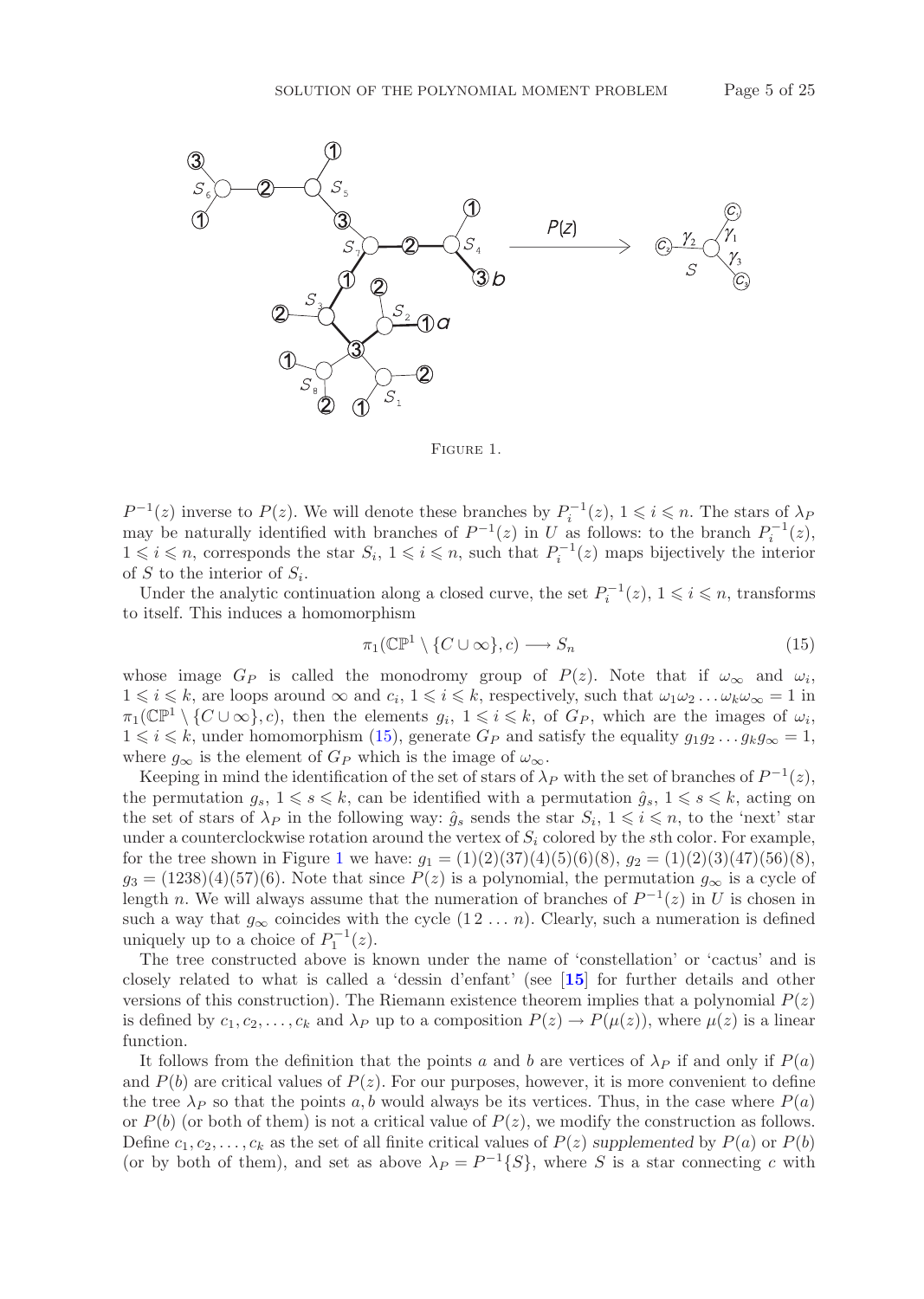FIGURE 1.

$P^{-1}(z)$ inverse to $P(z)$. We will denote these branches by $P_i^{-1}(z)$, $1 \leqslant i \leqslant n$. The stars of $\lambda_P$ may be naturally identified with branches of $P^{-1}(z)$ in $U$ as follows: to the branch $P_i^{-1}(z)$, $1 \leqslant i \leqslant n$, corresponds the star $S_i$, $1 \leqslant i \leqslant n$, such that $P_i^{-1}(z)$ maps bijectively the interior of $S$ to the interior of $S_i$.

Under the analytic continuation along a closed curve, the set $P_i^{-1}(z)$, $1 \leqslant i \leqslant n$, transforms to itself. This induces a homomorphism

$$\pi_1(\mathbb{CP}^1 \setminus \{C \cup \infty\}, c) \longrightarrow S_n \tag{15}$$

whose image $G_P$ is called the monodromy group of $P(z)$. Note that if $\omega_\infty$ and $\omega_i$, $1 \leqslant i \leqslant k$, are loops around $\infty$ and $c_i$, $1 \leqslant i \leqslant k$, respectively, such that $\omega_1\omega_2 \ldots \omega_k\omega_\infty = 1$ in $\pi_1(\mathbb{CP}^1 \setminus \{C \cup \infty\}, c)$, then the elements $g_i$, $1 \leqslant i \leqslant k$, of $G_P$, which are the images of $\omega_i$, $1 \leqslant i \leqslant k$, under homomorphism (15), generate $G_P$ and satisfy the equality $g_1 g_2 \ldots g_k g_\infty = 1$, where $g_\infty$ is the element of $G_P$ which is the image of $\omega_\infty$.

Keeping in mind the identification of the set of stars of $\lambda_P$ with the set of branches of $P^{-1}(z)$, the permutation $g_s$, $1 \leqslant s \leqslant k$, can be identified with a permutation $\hat{g}_s$, $1 \leqslant s \leqslant k$, acting on the set of stars of $\lambda_P$ in the following way: $\hat{g}_s$ sends the star $S_i$, $1 \leqslant i \leqslant n$, to the 'next' star under a counterclockwise rotation around the vertex of $S_i$ colored by the $s$th color. For example, for the tree shown in Figure 1 we have: $g_1 = (1)(2)(37)(4)(5)(6)(8)$, $g_2 = (1)(2)(3)(47)(56)(8)$, $g_3 = (1238)(4)(57)(6)$. Note that since $P(z)$ is a polynomial, the permutation $g_\infty$ is a cycle of length $n$. We will always assume that the numeration of branches of $P^{-1}(z)$ in $U$ is chosen in such a way that $g_\infty$ coincides with the cycle $(1\,2\,\ldots\,n)$. Clearly, such a numeration is defined uniquely up to a choice of $P_1^{-1}(z)$.

The tree constructed above is known under the name of 'constellation' or 'cactus' and is closely related to what is called a 'dessin d'enfant' (see [15] for further details and other versions of this construction). The Riemann existence theorem implies that a polynomial $P(z)$ is defined by $c_1, c_2, \ldots, c_k$ and $\lambda_P$ up to a composition $P(z) \to P(\mu(z))$, where $\mu(z)$ is a linear function.

It follows from the definition that the points $a$ and $b$ are vertices of $\lambda_P$ if and only if $P(a)$ and $P(b)$ are critical values of $P(z)$. For our purposes, however, it is more convenient to define the tree $\lambda_P$ so that the points $a, b$ would always be its vertices. Thus, in the case where $P(a)$ or $P(b)$ (or both of them) is not a critical value of $P(z)$, we modify the construction as follows. Define $c_1, c_2, \ldots, c_k$ as the set of all finite critical values of $P(z)$ *supplemented* by $P(a)$ or $P(b)$ (or by both of them), and set as above $\lambda_P = P^{-1}\{S\}$, where $S$ is a star connecting $c$ with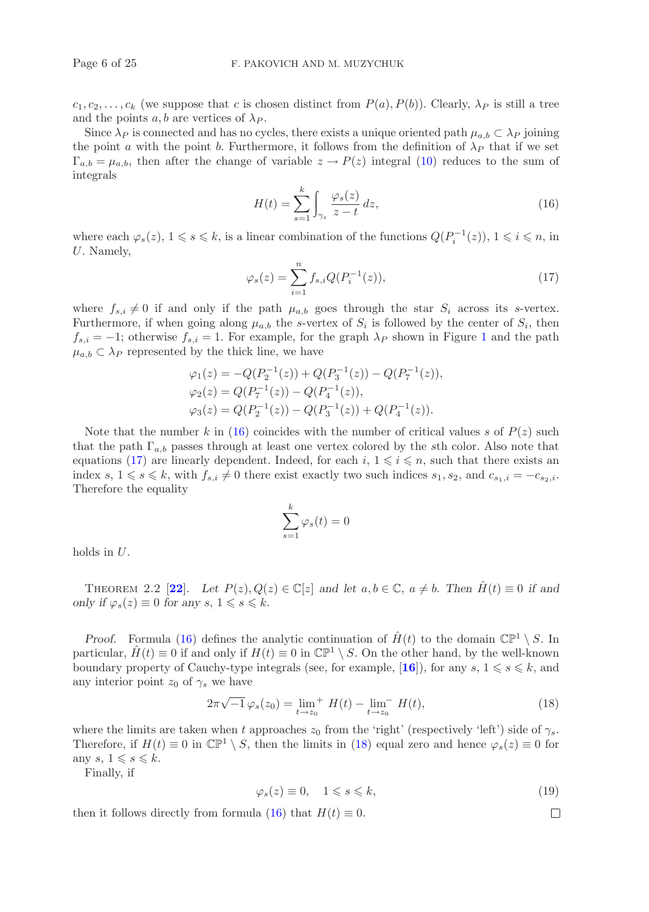$c_1, c_2, \dots, c_k$ (we suppose that $c$ is chosen distinct from $P(a), P(b)$). Clearly, $\lambda_P$ is still a tree and the points $a, b$ are vertices of $\lambda_P$.

Since $\lambda_P$ is connected and has no cycles, there exists a unique oriented path $\mu_{a,b} \subset \lambda_P$ joining the point $a$ with the point $b$. Furthermore, it follows from the definition of $\lambda_P$ that if we set $\Gamma_{a,b} = \mu_{a,b}$, then after the change of variable $z \to P(z)$ integral (10) reduces to the sum of integrals

$$H(t) = \sum_{s=1}^{k} \int_{\gamma_s} \frac{\varphi_s(z)}{z-t}\, dz, \tag{16}$$

where each $\varphi_s(z)$, $1 \leqslant s \leqslant k$, is a linear combination of the functions $Q(P_i^{-1}(z))$, $1 \leqslant i \leqslant n$, in $U$. Namely,

$$\varphi_s(z) = \sum_{i=1}^{n} f_{s,i} Q(P_i^{-1}(z)), \tag{17}$$

where $f_{s,i} \neq 0$ if and only if the path $\mu_{a,b}$ goes through the star $S_i$ across its $s$-vertex. Furthermore, if when going along $\mu_{a,b}$ the $s$-vertex of $S_i$ is followed by the center of $S_i$, then $f_{s,i} = -1$; otherwise $f_{s,i} = 1$. For example, for the graph $\lambda_P$ shown in Figure 1 and the path $\mu_{a,b} \subset \lambda_P$ represented by the thick line, we have

$$\begin{aligned}
\varphi_1(z) &= -Q(P_2^{-1}(z)) + Q(P_3^{-1}(z)) - Q(P_7^{-1}(z)),\\
\varphi_2(z) &= Q(P_7^{-1}(z)) - Q(P_4^{-1}(z)),\\
\varphi_3(z) &= Q(P_2^{-1}(z)) - Q(P_3^{-1}(z)) + Q(P_4^{-1}(z)).
\end{aligned}$$

Note that the number $k$ in (16) coincides with the number of critical values $s$ of $P(z)$ such that the path $\Gamma_{a,b}$ passes through at least one vertex colored by the $s$th color. Also note that equations (17) are linearly dependent. Indeed, for each $i$, $1 \leqslant i \leqslant n$, such that there exists an index $s$, $1 \leqslant s \leqslant k$, with $f_{s,i} \neq 0$ there exist exactly two such indices $s_1, s_2$, and $c_{s_1,i} = -c_{s_2,i}$. Therefore the equality

$$\sum_{s=1}^{k} \varphi_s(t) = 0$$

holds in $U$.

THEOREM 2.2 [**22**]. *Let $P(z), Q(z) \in \mathbb{C}[z]$ and let $a, b \in \mathbb{C}$, $a \neq b$. Then $\hat{H}(t) \equiv 0$ if and only if $\varphi_s(z) \equiv 0$ for any $s$, $1 \leqslant s \leqslant k$.*

*Proof.* Formula (16) defines the analytic continuation of $\hat{H}(t)$ to the domain $\mathbb{CP}^1 \setminus S$. In particular, $\hat{H}(t) \equiv 0$ if and only if $H(t) \equiv 0$ in $\mathbb{CP}^1 \setminus S$. On the other hand, by the well-known boundary property of Cauchy-type integrals (see, for example, [**16**]), for any $s$, $1 \leqslant s \leqslant k$, and any interior point $z_0$ of $\gamma_s$ we have

$$2\pi\sqrt{-1}\,\varphi_s(z_0) = \lim_{t\to z_0}{}^{+}\, H(t) - \lim_{t\to z_0}{}^{-}\, H(t), \tag{18}$$

where the limits are taken when $t$ approaches $z_0$ from the 'right' (respectively 'left') side of $\gamma_s$. Therefore, if $H(t) \equiv 0$ in $\mathbb{CP}^1 \setminus S$, then the limits in (18) equal zero and hence $\varphi_s(z) \equiv 0$ for any $s$, $1 \leqslant s \leqslant k$.

Finally, if

$$\varphi_s(z) \equiv 0, \quad 1 \leqslant s \leqslant k, \tag{19}$$

then it follows directly from formula (16) that $H(t) \equiv 0$. $\square$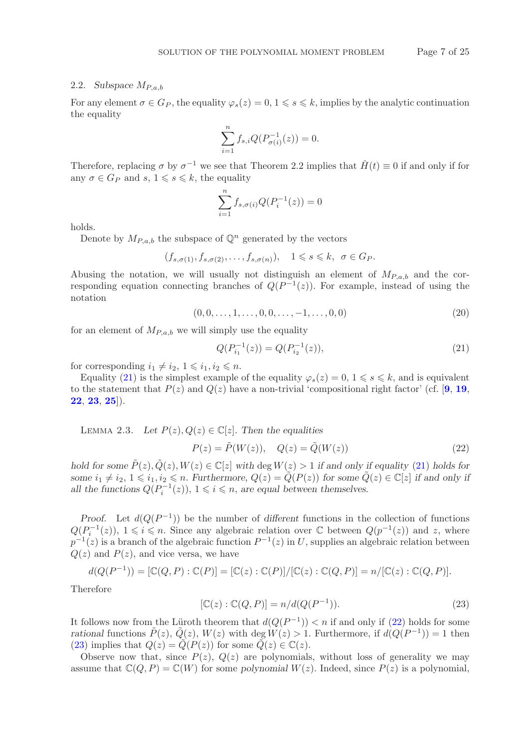### 2.2. *Subspace* $M_{P,a,b}$

For any element $\sigma \in G_P$, the equality $\varphi_s(z) = 0$, $1 \leqslant s \leqslant k$, implies by the analytic continuation the equality

$$\sum_{i=1}^{n} f_{s,i} Q(P_{\sigma(i)}^{-1}(z)) = 0.$$

Therefore, replacing $\sigma$ by $\sigma^{-1}$ we see that Theorem 2.2 implies that $\hat{H}(t) \equiv 0$ if and only if for any $\sigma \in G_P$ and $s$, $1 \leqslant s \leqslant k$, the equality

$$\sum_{i=1}^{n} f_{s,\sigma(i)} Q(P_i^{-1}(z)) = 0$$

holds.

Denote by $M_{P,a,b}$ the subspace of $\mathbb{Q}^n$ generated by the vectors

$$(f_{s,\sigma(1)}, f_{s,\sigma(2)}, \ldots, f_{s,\sigma(n)}), \quad 1 \leqslant s \leqslant k, \quad \sigma \in G_P.$$

Abusing the notation, we will usually not distinguish an element of $M_{P,a,b}$ and the corresponding equation connecting branches of $Q(P^{-1}(z))$. For example, instead of using the notation

$$(0, 0, \ldots, 1, \ldots, 0, 0, \ldots, -1, \ldots, 0, 0) \tag{20}$$

for an element of $M_{P,a,b}$ we will simply use the equality

$$Q(P_{i_1}^{-1}(z)) = Q(P_{i_2}^{-1}(z)), \tag{21}$$

for corresponding $i_1 \neq i_2$, $1 \leqslant i_1, i_2 \leqslant n$.

Equality (21) is the simplest example of the equality $\varphi_s(z) = 0$, $1 \leqslant s \leqslant k$, and is equivalent to the statement that $P(z)$ and $Q(z)$ have a non-trivial 'compositional right factor' (cf. [**9**, **19**, **22**, **23**, **25**]).

LEMMA 2.3. *Let $P(z), Q(z) \in \mathbb{C}[z]$. Then the equalities*

$$P(z) = \tilde{P}(W(z)), \quad Q(z) = \tilde{Q}(W(z)) \tag{22}$$

*hold for some $\tilde{P}(z), \tilde{Q}(z), W(z) \in \mathbb{C}[z]$ with $\deg W(z) > 1$ if and only if equality (21) holds for some $i_1 \neq i_2$, $1 \leqslant i_1, i_2 \leqslant n$. Furthermore, $Q(z) = \tilde{Q}(P(z))$ for some $\tilde{Q}(z) \in \mathbb{C}[z]$ if and only if all the functions $Q(P_i^{-1}(z))$, $1 \leqslant i \leqslant n$, are equal between themselves.*

*Proof.* Let $d(Q(P^{-1}))$ be the number of *different* functions in the collection of functions $Q(P_i^{-1}(z))$, $1 \leqslant i \leqslant n$. Since any algebraic relation over $\mathbb{C}$ between $Q(p^{-1}(z))$ and $z$, where $p^{-1}(z)$ is a branch of the algebraic function $P^{-1}(z)$ in $U$, supplies an algebraic relation between $Q(z)$ and $P(z)$, and vice versa, we have

$$d(Q(P^{-1})) = [\mathbb{C}(Q, P) : \mathbb{C}(P)] = [\mathbb{C}(z) : \mathbb{C}(P)]/[\mathbb{C}(z) : \mathbb{C}(Q, P)] = n/[\mathbb{C}(z) : \mathbb{C}(Q, P)].$$

Therefore

$$[\mathbb{C}(z) : \mathbb{C}(Q, P)] = n/d(Q(P^{-1})). \tag{23}$$

It follows now from the Lüroth theorem that $d(Q(P^{-1})) < n$ if and only if (22) holds for some *rational* functions $\tilde{P}(z)$, $\tilde{Q}(z)$, $W(z)$ with $\deg W(z) > 1$. Furthermore, if $d(Q(P^{-1})) = 1$ then (23) implies that $Q(z) = \tilde{Q}(P(z))$ for some $\tilde{Q}(z) \in \mathbb{C}(z)$.

Observe now that, since $P(z)$, $Q(z)$ are polynomials, without loss of generality we may assume that $\mathbb{C}(Q, P) = \mathbb{C}(W)$ for some *polynomial* $W(z)$. Indeed, since $P(z)$ is a polynomial,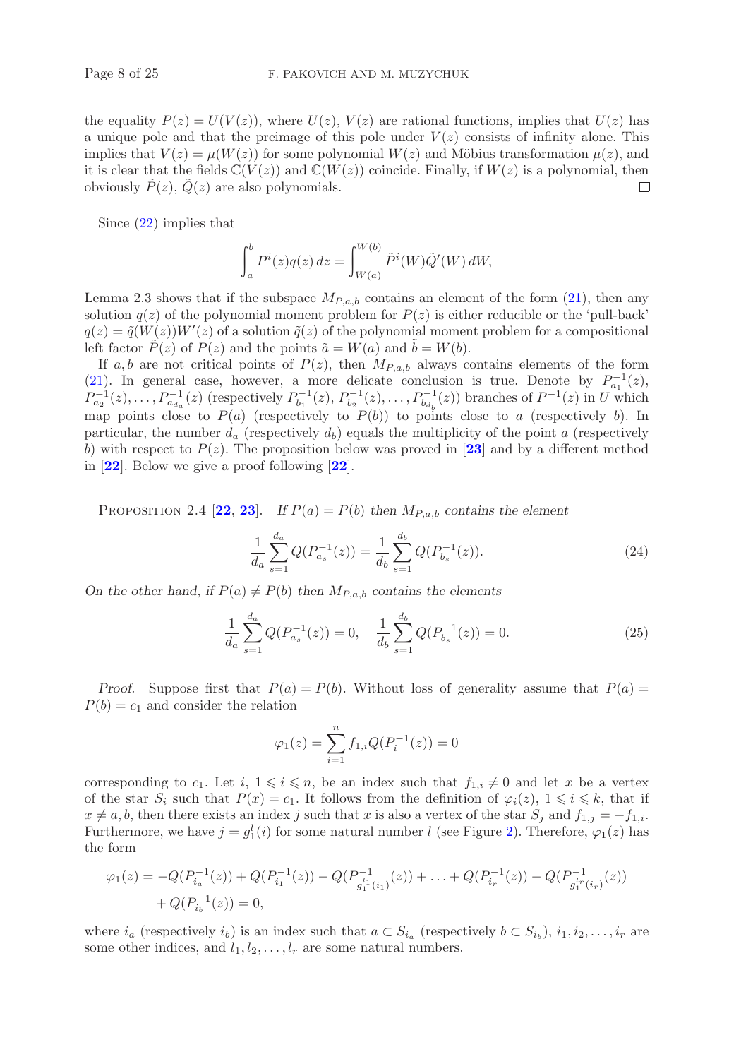the equality $P(z) = U(V(z))$, where $U(z)$, $V(z)$ are rational functions, implies that $U(z)$ has a unique pole and that the preimage of this pole under $V(z)$ consists of infinity alone. This implies that $V(z) = \mu(W(z))$ for some polynomial $W(z)$ and Möbius transformation $\mu(z)$, and it is clear that the fields $\mathbb{C}(V(z))$ and $\mathbb{C}(W(z))$ coincide. Finally, if $W(z)$ is a polynomial, then obviously $\tilde{P}(z)$, $\tilde{Q}(z)$ are also polynomials. □

Since (22) implies that

$$\int_a^b P^i(z)q(z)\,dz = \int_{W(a)}^{W(b)} \tilde{P}^i(W)\tilde{Q}'(W)\,dW,$$

Lemma 2.3 shows that if the subspace $M_{P,a,b}$ contains an element of the form (21), then any solution $q(z)$ of the polynomial moment problem for $P(z)$ is either reducible or the 'pull-back' $q(z) = \tilde{q}(W(z))W'(z)$ of a solution $\tilde{q}(z)$ of the polynomial moment problem for a compositional left factor $\tilde{P}(z)$ of $P(z)$ and the points $\tilde{a} = W(a)$ and $\tilde{b} = W(b)$.

If $a, b$ are not critical points of $P(z)$, then $M_{P,a,b}$ always contains elements of the form (21). In general case, however, a more delicate conclusion is true. Denote by $P^{-1}_{a_1}(z)$, $P^{-1}_{a_2}(z), \dots, P^{-1}_{a_{d_a}}(z)$ (respectively $P^{-1}_{b_1}(z), P^{-1}_{b_2}(z), \dots, P^{-1}_{b_{d_b}}(z)$) branches of $P^{-1}(z)$ in $U$ which map points close to $P(a)$ (respectively to $P(b)$) to points close to $a$ (respectively $b$). In particular, the number $d_a$ (respectively $d_b$) equals the multiplicity of the point $a$ (respectively $b$) with respect to $P(z)$. The proposition below was proved in [**23**] and by a different method in [**22**]. Below we give a proof following [**22**].

Proposition 2.4 [**22**, **23**]. *If $P(a) = P(b)$ then $M_{P,a,b}$ contains the element*

$$\frac{1}{d_a}\sum_{s=1}^{d_a} Q(P^{-1}_{a_s}(z)) = \frac{1}{d_b}\sum_{s=1}^{d_b} Q(P^{-1}_{b_s}(z)). \tag{24}$$

*On the other hand, if $P(a) \neq P(b)$ then $M_{P,a,b}$ contains the elements*

$$\frac{1}{d_a}\sum_{s=1}^{d_a} Q(P^{-1}_{a_s}(z)) = 0, \quad \frac{1}{d_b}\sum_{s=1}^{d_b} Q(P^{-1}_{b_s}(z)) = 0. \tag{25}$$

*Proof.* Suppose first that $P(a) = P(b)$. Without loss of generality assume that $P(a) = P(b) = c_1$ and consider the relation

$$\varphi_1(z) = \sum_{i=1}^{n} f_{1,i} Q(P^{-1}_i(z)) = 0$$

corresponding to $c_1$. Let $i$, $1 \leqslant i \leqslant n$, be an index such that $f_{1,i} \neq 0$ and let $x$ be a vertex of the star $S_i$ such that $P(x) = c_1$. It follows from the definition of $\varphi_i(z)$, $1 \leqslant i \leqslant k$, that if $x \neq a, b$, then there exists an index $j$ such that $x$ is also a vertex of the star $S_j$ and $f_{1,j} = -f_{1,i}$. Furthermore, we have $j = g_1^l(i)$ for some natural number $l$ (see Figure 2). Therefore, $\varphi_1(z)$ has the form

$$\begin{aligned}\varphi_1(z) = &-Q(P^{-1}_{i_a}(z)) + Q(P^{-1}_{i_1}(z)) - Q(P^{-1}_{g_1^{l_1}(i_1)}(z)) + \dots + Q(P^{-1}_{i_r}(z)) - Q(P^{-1}_{g_1^{l_r}(i_r)}(z)) \\ &+ Q(P^{-1}_{i_b}(z)) = 0,\end{aligned}$$

where $i_a$ (respectively $i_b$) is an index such that $a \subset S_{i_a}$ (respectively $b \subset S_{i_b}$), $i_1, i_2, \dots, i_r$ are some other indices, and $l_1, l_2, \dots, l_r$ are some natural numbers.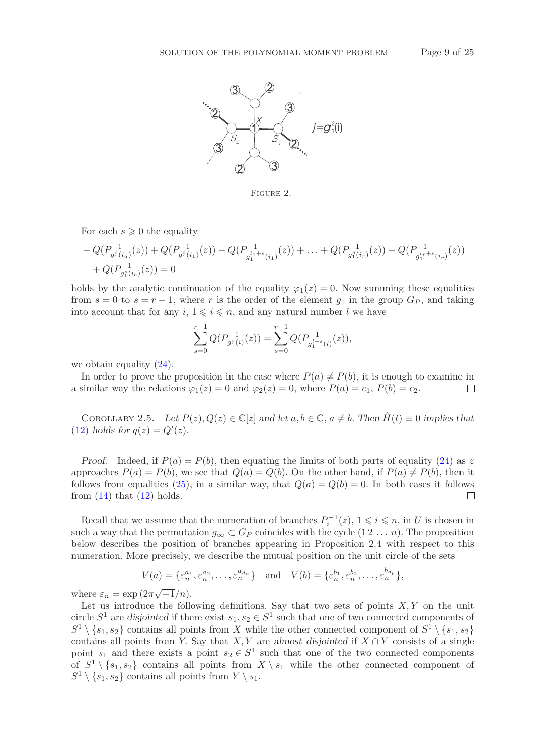FIGURE 2.

For each $s \geqslant 0$ the equality

$$
\begin{aligned}
&-Q(P^{-1}_{g_1^s(i_a)}(z)) + Q(P^{-1}_{g_1^s(i_1)}(z)) - Q(P^{-1}_{g_1^{l_1+s}(i_1)}(z)) + \ldots + Q(P^{-1}_{g_1^s(i_r)}(z)) - Q(P^{-1}_{g_1^{l_r+s}(i_r)}(z)) \\
&+ Q(P^{-1}_{g_1^s(i_b)}(z)) = 0
\end{aligned}
$$

holds by the analytic continuation of the equality $\varphi_1(z) = 0$. Now summing these equalities from $s = 0$ to $s = r-1$, where $r$ is the order of the element $g_1$ in the group $G_P$, and taking into account that for any $i$, $1 \leqslant i \leqslant n$, and any natural number $l$ we have

$$
\sum_{s=0}^{r-1} Q(P^{-1}_{g_1^s(i)}(z)) = \sum_{s=0}^{r-1} Q(P^{-1}_{g_1^{l+s}(i)}(z)),
$$

we obtain equality (24).

In order to prove the proposition in the case where $P(a) \neq P(b)$, it is enough to examine in a similar way the relations $\varphi_1(z) = 0$ and $\varphi_2(z) = 0$, where $P(a) = c_1$, $P(b) = c_2$. □

COROLLARY 2.5. *Let $P(z), Q(z) \in \mathbb{C}[z]$ and let $a, b \in \mathbb{C}$, $a \neq b$. Then $\hat{H}(t) \equiv 0$ implies that (12) holds for $q(z) = Q'(z)$.*

*Proof.* Indeed, if $P(a) = P(b)$, then equating the limits of both parts of equality (24) as $z$ approaches $P(a) = P(b)$, we see that $Q(a) = Q(b)$. On the other hand, if $P(a) \neq P(b)$, then it follows from equalities (25), in a similar way, that $Q(a) = Q(b) = 0$. In both cases it follows from (14) that (12) holds. □

Recall that we assume that the numeration of branches $P_i^{-1}(z)$, $1 \leqslant i \leqslant n$, in $U$ is chosen in such a way that the permutation $g_\infty \subset G_P$ coincides with the cycle $(1\,2\,\ldots\,n)$. The proposition below describes the position of branches appearing in Proposition 2.4 with respect to this numeration. More precisely, we describe the mutual position on the unit circle of the sets

$$
V(a) = \{\varepsilon_n^{a_1}, \varepsilon_n^{a_2}, \ldots, \varepsilon_n^{a_{d_a}}\} \quad \text{and} \quad V(b) = \{\varepsilon_n^{b_1}, \varepsilon_n^{b_2}, \ldots, \varepsilon_n^{b_{d_b}}\},
$$

where $\varepsilon_n = \exp(2\pi\sqrt{-1}/n)$.

Let us introduce the following definitions. Say that two sets of points $X, Y$ on the unit circle $S^1$ are *disjointed* if there exist $s_1, s_2 \in S^1$ such that one of two connected components of $S^1 \setminus \{s_1, s_2\}$ contains all points from $X$ while the other connected component of $S^1 \setminus \{s_1, s_2\}$ contains all points from $Y$. Say that $X, Y$ are *almost disjointed* if $X \cap Y$ consists of a single point $s_1$ and there exists a point $s_2 \in S^1$ such that one of the two connected components of $S^1 \setminus \{s_1, s_2\}$ contains all points from $X \setminus s_1$ while the other connected component of $S^1 \setminus \{s_1, s_2\}$ contains all points from $Y \setminus s_1$.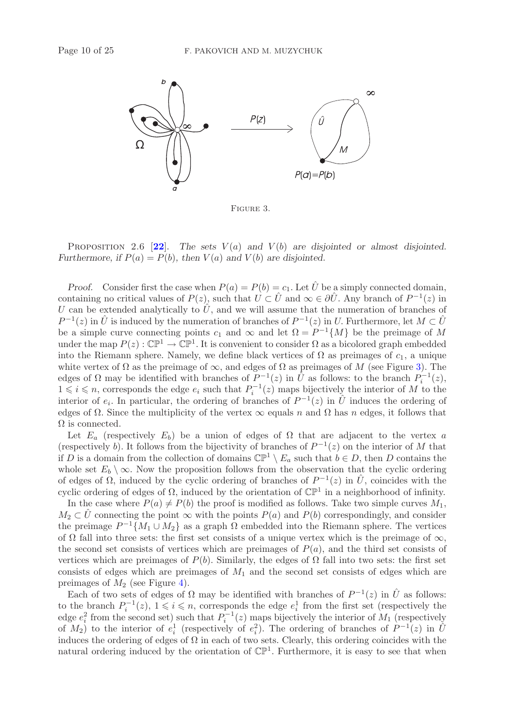FIGURE 3.

PROPOSITION 2.6 [22]. *The sets $V(a)$ and $V(b)$ are disjointed or almost disjointed. Furthermore, if $P(a) = P(b)$, then $V(a)$ and $V(b)$ are disjointed.*

*Proof.* Consider first the case when $P(a) = P(b) = c_1$. Let $\hat{U}$ be a simply connected domain, containing no critical values of $P(z)$, such that $U \subset \hat{U}$ and $\infty \in \partial\hat{U}$. Any branch of $P^{-1}(z)$ in $U$ can be extended analytically to $\hat{U}$, and we will assume that the numeration of branches of $P^{-1}(z)$ in $\hat{U}$ is induced by the numeration of branches of $P^{-1}(z)$ in $U$. Furthermore, let $M \subset \hat{U}$ be a simple curve connecting points $c_1$ and $\infty$ and let $\Omega = P^{-1}\{M\}$ be the preimage of $M$ under the map $P(z) : \mathbb{CP}^1 \to \mathbb{CP}^1$. It is convenient to consider $\Omega$ as a bicolored graph embedded into the Riemann sphere. Namely, we define black vertices of $\Omega$ as preimages of $c_1$, a unique white vertex of $\Omega$ as the preimage of $\infty$, and edges of $\Omega$ as preimages of $M$ (see Figure 3). The edges of $\Omega$ may be identified with branches of $P^{-1}(z)$ in $\hat{U}$ as follows: to the branch $P_i^{-1}(z)$, $1 \leqslant i \leqslant n$, corresponds the edge $e_i$ such that $P_i^{-1}(z)$ maps bijectively the interior of $M$ to the interior of $e_i$. In particular, the ordering of branches of $P^{-1}(z)$ in $\hat{U}$ induces the ordering of edges of $\Omega$. Since the multiplicity of the vertex $\infty$ equals $n$ and $\Omega$ has $n$ edges, it follows that $\Omega$ is connected.

Let $E_a$ (respectively $E_b$) be a union of edges of $\Omega$ that are adjacent to the vertex $a$ (respectively $b$). It follows from the bijectivity of branches of $P^{-1}(z)$ on the interior of $M$ that if $D$ is a domain from the collection of domains $\mathbb{CP}^1 \setminus E_a$ such that $b \in D$, then $D$ contains the whole set $E_b \setminus \infty$. Now the proposition follows from the observation that the cyclic ordering of edges of $\Omega$, induced by the cyclic ordering of branches of $P^{-1}(z)$ in $\hat{U}$, coincides with the cyclic ordering of edges of $\Omega$, induced by the orientation of $\mathbb{CP}^1$ in a neighborhood of infinity.

In the case where $P(a) \neq P(b)$ the proof is modified as follows. Take two simple curves $M_1$, $M_2 \subset \hat{U}$ connecting the point $\infty$ with the points $P(a)$ and $P(b)$ correspondingly, and consider the preimage $P^{-1}\{M_1 \cup M_2\}$ as a graph $\Omega$ embedded into the Riemann sphere. The vertices of $\Omega$ fall into three sets: the first set consists of a unique vertex which is the preimage of $\infty$, the second set consists of vertices which are preimages of $P(a)$, and the third set consists of vertices which are preimages of $P(b)$. Similarly, the edges of $\Omega$ fall into two sets: the first set consists of edges which are preimages of $M_1$ and the second set consists of edges which are preimages of $M_2$ (see Figure 4).

Each of two sets of edges of $\Omega$ may be identified with branches of $P^{-1}(z)$ in $\hat{U}$ as follows: to the branch $P_i^{-1}(z)$, $1 \leqslant i \leqslant n$, corresponds the edge $e_i^1$ from the first set (respectively the edge $e_i^2$ from the second set) such that $P_i^{-1}(z)$ maps bijectively the interior of $M_1$ (respectively of $M_2$) to the interior of $e_i^1$ (respectively of $e_i^2$). The ordering of branches of $P^{-1}(z)$ in $\hat{U}$ induces the ordering of edges of $\Omega$ in each of two sets. Clearly, this ordering coincides with the natural ordering induced by the orientation of $\mathbb{CP}^1$. Furthermore, it is easy to see that when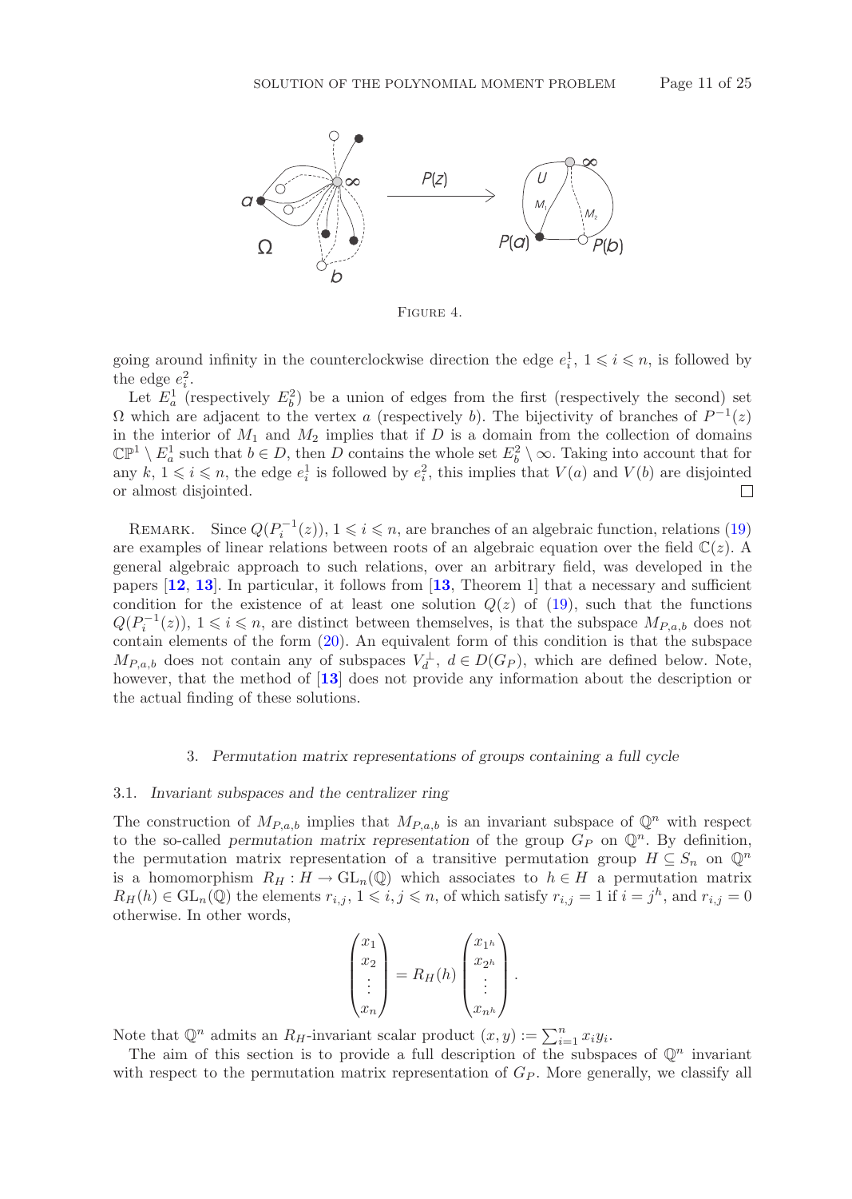FIGURE 4.

going around infinity in the counterclockwise direction the edge $e_i^1$, $1 \leqslant i \leqslant n$, is followed by the edge $e_i^2$.

Let $E_a^1$ (respectively $E_b^2$) be a union of edges from the first (respectively the second) set $\Omega$ which are adjacent to the vertex $a$ (respectively $b$). The bijectivity of branches of $P^{-1}(z)$ in the interior of $M_1$ and $M_2$ implies that if $D$ is a domain from the collection of domains $\mathbb{CP}^1 \setminus E_a^1$ such that $b \in D$, then $D$ contains the whole set $E_b^2 \setminus \infty$. Taking into account that for any $k$, $1 \leqslant i \leqslant n$, the edge $e_i^1$ is followed by $e_i^2$, this implies that $V(a)$ and $V(b)$ are disjointed or almost disjointed. □

REMARK. Since $Q(P_i^{-1}(z))$, $1 \leqslant i \leqslant n$, are branches of an algebraic function, relations (19) are examples of linear relations between roots of an algebraic equation over the field $\mathbb{C}(z)$. A general algebraic approach to such relations, over an arbitrary field, was developed in the papers [**12**, **13**]. In particular, it follows from [**13**, Theorem 1] that a necessary and sufficient condition for the existence of at least one solution $Q(z)$ of (19), such that the functions $Q(P_i^{-1}(z))$, $1 \leqslant i \leqslant n$, are distinct between themselves, is that the subspace $M_{P,a,b}$ does not contain elements of the form (20). An equivalent form of this condition is that the subspace $M_{P,a,b}$ does not contain any of subspaces $V_d^{\perp}$, $d \in D(G_P)$, which are defined below. Note, however, that the method of [**13**] does not provide any information about the description or the actual finding of these solutions.

## 3. *Permutation matrix representations of groups containing a full cycle*

### 3.1. *Invariant subspaces and the centralizer ring*

The construction of $M_{P,a,b}$ implies that $M_{P,a,b}$ is an invariant subspace of $\mathbb{Q}^n$ with respect to the so-called *permutation matrix representation* of the group $G_P$ on $\mathbb{Q}^n$. By definition, the permutation matrix representation of a transitive permutation group $H \subseteq S_n$ on $\mathbb{Q}^n$ is a homomorphism $R_H : H \to \mathrm{GL}_n(\mathbb{Q})$ which associates to $h \in H$ a permutation matrix $R_H(h) \in \mathrm{GL}_n(\mathbb{Q})$ the elements $r_{i,j}$, $1 \leqslant i, j \leqslant n$, of which satisfy $r_{i,j} = 1$ if $i = j^h$, and $r_{i,j} = 0$ otherwise. In other words,

$$
\begin{pmatrix} x_1 \\ x_2 \\ \vdots \\ x_n \end{pmatrix} = R_H(h) \begin{pmatrix} x_{1^h} \\ x_{2^h} \\ \vdots \\ x_{n^h} \end{pmatrix}.
$$

Note that $\mathbb{Q}^n$ admits an $R_H$-invariant scalar product $(x, y) := \sum_{i=1}^{n} x_i y_i$.

The aim of this section is to provide a full description of the subspaces of $\mathbb{Q}^n$ invariant with respect to the permutation matrix representation of $G_P$. More generally, we classify all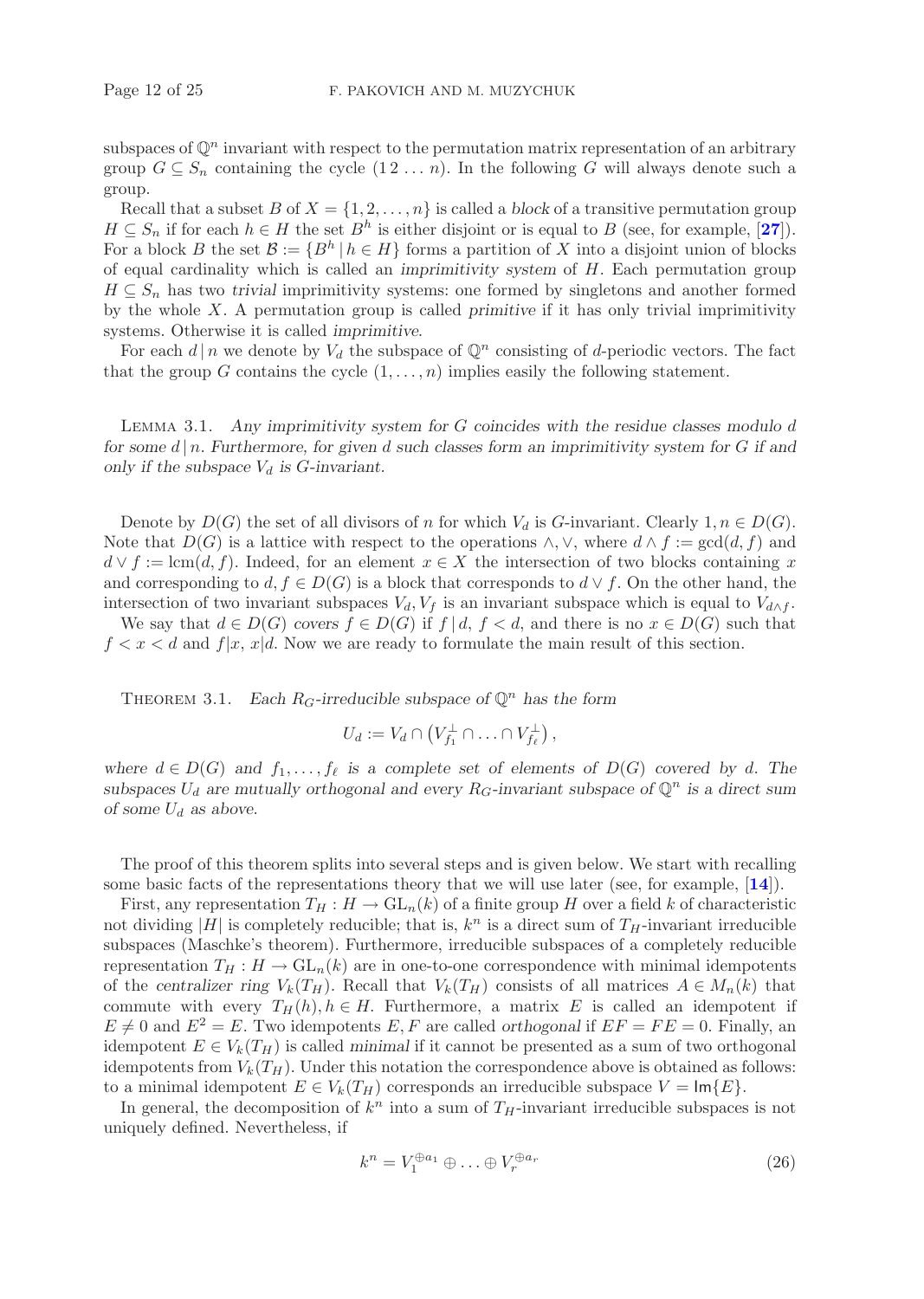subspaces of $\mathbb{Q}^n$ invariant with respect to the permutation matrix representation of an arbitrary group $G \subseteq S_n$ containing the cycle $(1\,2\,\ldots\,n)$. In the following $G$ will always denote such a group.

Recall that a subset $B$ of $X = \{1, 2, \ldots, n\}$ is called a *block* of a transitive permutation group $H \subseteq S_n$ if for each $h \in H$ the set $B^h$ is either disjoint or is equal to $B$ (see, for example, [27]). For a block $B$ the set $\mathcal{B} := \{B^h \mid h \in H\}$ forms a partition of $X$ into a disjoint union of blocks of equal cardinality which is called an *imprimitivity system* of $H$. Each permutation group $H \subseteq S_n$ has two *trivial* imprimitivity systems: one formed by singletons and another formed by the whole $X$. A permutation group is called *primitive* if it has only trivial imprimitivity systems. Otherwise it is called *imprimitive*.

For each $d \mid n$ we denote by $V_d$ the subspace of $\mathbb{Q}^n$ consisting of $d$-periodic vectors. The fact that the group $G$ contains the cycle $(1, \ldots, n)$ implies easily the following statement.

Lemma 3.1. *Any imprimitivity system for $G$ coincides with the residue classes modulo $d$ for some $d \mid n$. Furthermore, for given $d$ such classes form an imprimitivity system for $G$ if and only if the subspace $V_d$ is $G$-invariant.*

Denote by $D(G)$ the set of all divisors of $n$ for which $V_d$ is $G$-invariant. Clearly $1, n \in D(G)$. Note that $D(G)$ is a lattice with respect to the operations $\wedge, \vee$, where $d \wedge f := \gcd(d, f)$ and $d \vee f := \text{lcm}(d, f)$. Indeed, for an element $x \in X$ the intersection of two blocks containing $x$ and corresponding to $d, f \in D(G)$ is a block that corresponds to $d \vee f$. On the other hand, the intersection of two invariant subspaces $V_d, V_f$ is an invariant subspace which is equal to $V_{d \wedge f}$.

We say that $d \in D(G)$ *covers* $f \in D(G)$ if $f \mid d$, $f < d$, and there is no $x \in D(G)$ such that $f < x < d$ and $f|x$, $x|d$. Now we are ready to formulate the main result of this section.

Theorem 3.1. *Each $R_G$-irreducible subspace of $\mathbb{Q}^n$ has the form*

$$U_d := V_d \cap \left(V_{f_1}^{\perp} \cap \ldots \cap V_{f_\ell}^{\perp}\right),$$

*where $d \in D(G)$ and $f_1, \ldots, f_\ell$ is a complete set of elements of $D(G)$ covered by $d$. The subspaces $U_d$ are mutually orthogonal and every $R_G$-invariant subspace of $\mathbb{Q}^n$ is a direct sum of some $U_d$ as above.*

The proof of this theorem splits into several steps and is given below. We start with recalling some basic facts of the representations theory that we will use later (see, for example, [14]).

First, any representation $T_H : H \to \text{GL}_n(k)$ of a finite group $H$ over a field $k$ of characteristic not dividing $|H|$ is completely reducible; that is, $k^n$ is a direct sum of $T_H$-invariant irreducible subspaces (Maschke's theorem). Furthermore, irreducible subspaces of a completely reducible representation $T_H : H \to \text{GL}_n(k)$ are in one-to-one correspondence with minimal idempotents of the *centralizer ring* $V_k(T_H)$. Recall that $V_k(T_H)$ consists of all matrices $A \in M_n(k)$ that commute with every $T_H(h), h \in H$. Furthermore, a matrix $E$ is called an idempotent if $E \neq 0$ and $E^2 = E$. Two idempotents $E, F$ are called *orthogonal* if $EF = FE = 0$. Finally, an idempotent $E \in V_k(T_H)$ is called *minimal* if it cannot be presented as a sum of two orthogonal idempotents from $V_k(T_H)$. Under this notation the correspondence above is obtained as follows: to a minimal idempotent $E \in V_k(T_H)$ corresponds an irreducible subspace $V = \text{Im}\{E\}$.

In general, the decomposition of $k^n$ into a sum of $T_H$-invariant irreducible subspaces is not uniquely defined. Nevertheless, if

$$k^n = V_1^{\oplus a_1} \oplus \ldots \oplus V_r^{\oplus a_r} \tag{26}$$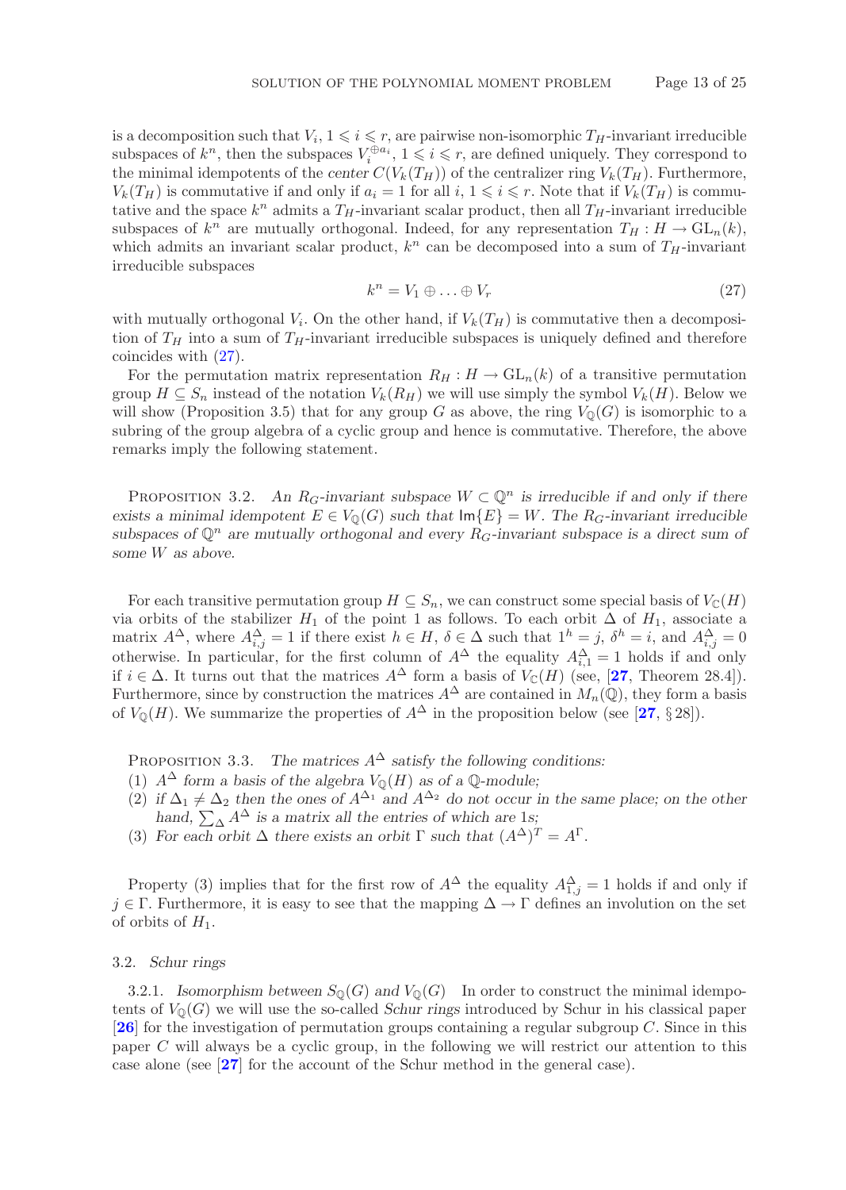is a decomposition such that $V_i$, $1 \leqslant i \leqslant r$, are pairwise non-isomorphic $T_H$-invariant irreducible subspaces of $k^n$, then the subspaces $V_i^{\oplus a_i}$, $1 \leqslant i \leqslant r$, are defined uniquely. They correspond to the minimal idempotents of the *center* $C(V_k(T_H))$ of the centralizer ring $V_k(T_H)$. Furthermore, $V_k(T_H)$ is commutative if and only if $a_i = 1$ for all $i$, $1 \leqslant i \leqslant r$. Note that if $V_k(T_H)$ is commutative and the space $k^n$ admits a $T_H$-invariant scalar product, then all $T_H$-invariant irreducible subspaces of $k^n$ are mutually orthogonal. Indeed, for any representation $T_H : H \to \mathrm{GL}_n(k)$, which admits an invariant scalar product, $k^n$ can be decomposed into a sum of $T_H$-invariant irreducible subspaces

$$k^n = V_1 \oplus \ldots \oplus V_r \tag{27}$$

with mutually orthogonal $V_i$. On the other hand, if $V_k(T_H)$ is commutative then a decomposition of $T_H$ into a sum of $T_H$-invariant irreducible subspaces is uniquely defined and therefore coincides with (27).

For the permutation matrix representation $R_H : H \to \mathrm{GL}_n(k)$ of a transitive permutation group $H \subseteq S_n$ instead of the notation $V_k(R_H)$ we will use simply the symbol $V_k(H)$. Below we will show (Proposition 3.5) that for any group $G$ as above, the ring $V_{\mathbb{Q}}(G)$ is isomorphic to a subring of the group algebra of a cyclic group and hence is commutative. Therefore, the above remarks imply the following statement.

Proposition 3.2. *An $R_G$-invariant subspace $W \subset \mathbb{Q}^n$ is irreducible if and only if there exists a minimal idempotent $E \in V_{\mathbb{Q}}(G)$ such that $\mathsf{Im}\{E\} = W$. The $R_G$-invariant irreducible subspaces of $\mathbb{Q}^n$ are mutually orthogonal and every $R_G$-invariant subspace is a direct sum of some $W$ as above.*

For each transitive permutation group $H \subseteq S_n$, we can construct some special basis of $V_{\mathbb{C}}(H)$ via orbits of the stabilizer $H_1$ of the point 1 as follows. To each orbit $\Delta$ of $H_1$, associate a matrix $A^{\Delta}$, where $A^{\Delta}_{i,j} = 1$ if there exist $h \in H$, $\delta \in \Delta$ such that $1^h = j$, $\delta^h = i$, and $A^{\Delta}_{i,j} = 0$ otherwise. In particular, for the first column of $A^{\Delta}$ the equality $A^{\Delta}_{i,1} = 1$ holds if and only if $i \in \Delta$. It turns out that the matrices $A^{\Delta}$ form a basis of $V_{\mathbb{C}}(H)$ (see, [**27**, Theorem 28.4]). Furthermore, since by construction the matrices $A^{\Delta}$ are contained in $M_n(\mathbb{Q})$, they form a basis of $V_{\mathbb{Q}}(H)$. We summarize the properties of $A^{\Delta}$ in the proposition below (see [**27**, § 28]).

Proposition 3.3. *The matrices $A^{\Delta}$ satisfy the following conditions:*

1. *$A^{\Delta}$ form a basis of the algebra $V_{\mathbb{Q}}(H)$ as of a $\mathbb{Q}$-module;*
2. *if $\Delta_1 \neq \Delta_2$ then the ones of $A^{\Delta_1}$ and $A^{\Delta_2}$ do not occur in the same place; on the other hand, $\sum_{\Delta} A^{\Delta}$ is a matrix all the entries of which are 1s;*
3. *For each orbit $\Delta$ there exists an orbit $\Gamma$ such that $(A^{\Delta})^T = A^{\Gamma}$.*

Property (3) implies that for the first row of $A^{\Delta}$ the equality $A^{\Delta}_{1,j} = 1$ holds if and only if $j \in \Gamma$. Furthermore, it is easy to see that the mapping $\Delta \to \Gamma$ defines an involution on the set of orbits of $H_1$.

## 3.2. *Schur rings*

3.2.1. *Isomorphism between $S_{\mathbb{Q}}(G)$ and $V_{\mathbb{Q}}(G)$* In order to construct the minimal idempotents of $V_{\mathbb{Q}}(G)$ we will use the so-called *Schur rings* introduced by Schur in his classical paper [**26**] for the investigation of permutation groups containing a regular subgroup $C$. Since in this paper $C$ will always be a cyclic group, in the following we will restrict our attention to this case alone (see [**27**] for the account of the Schur method in the general case).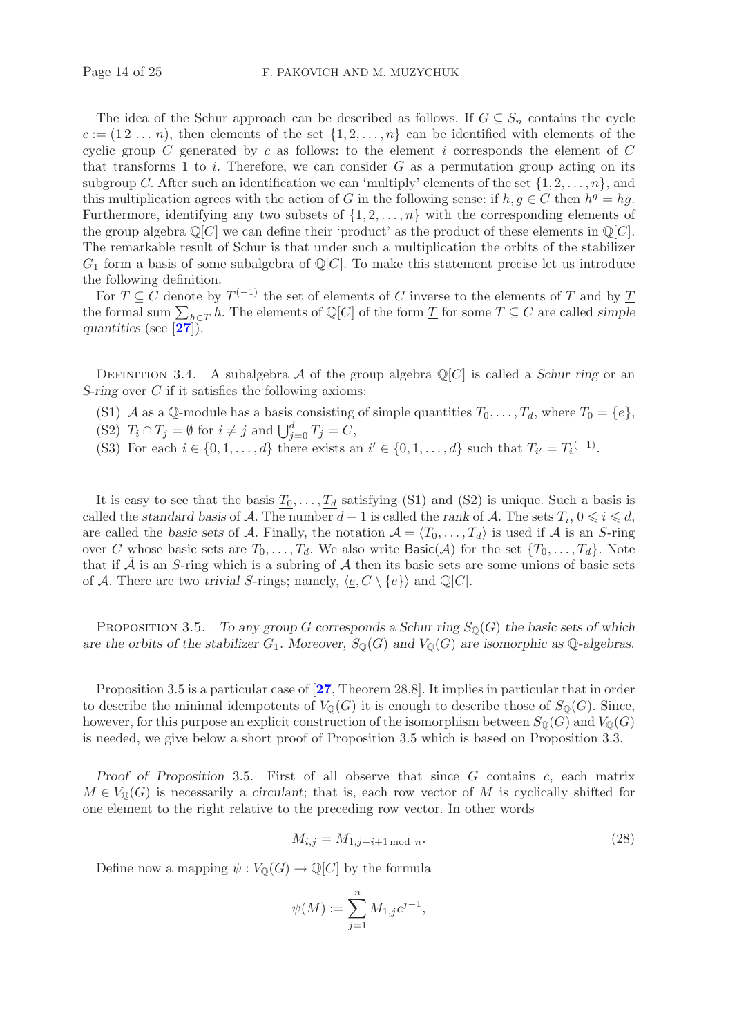The idea of the Schur approach can be described as follows. If $G \subseteq S_n$ contains the cycle $c := (1\,2\,\ldots\,n)$, then elements of the set $\{1, 2, \ldots, n\}$ can be identified with elements of the cyclic group $C$ generated by $c$ as follows: to the element $i$ corresponds the element of $C$ that transforms 1 to $i$. Therefore, we can consider $G$ as a permutation group acting on its subgroup $C$. After such an identification we can 'multiply' elements of the set $\{1, 2, \ldots, n\}$, and this multiplication agrees with the action of $G$ in the following sense: if $h, g \in C$ then $h^g = hg$. Furthermore, identifying any two subsets of $\{1, 2, \ldots, n\}$ with the corresponding elements of the group algebra $\mathbb{Q}[C]$ we can define their 'product' as the product of these elements in $\mathbb{Q}[C]$. The remarkable result of Schur is that under such a multiplication the orbits of the stabilizer $G_1$ form a basis of some subalgebra of $\mathbb{Q}[C]$. To make this statement precise let us introduce the following definition.

For $T \subseteq C$ denote by $T^{(-1)}$ the set of elements of $C$ inverse to the elements of $T$ and by $\underline{T}$ the formal sum $\sum_{h \in T} h$. The elements of $\mathbb{Q}[C]$ of the form $\underline{T}$ for some $T \subseteq C$ are called *simple quantities* (see [27]).

Definition 3.4. A subalgebra $\mathcal{A}$ of the group algebra $\mathbb{Q}[C]$ is called a *Schur ring* or an *S-ring* over $C$ if it satisfies the following axioms:

(S1) $\mathcal{A}$ as a $\mathbb{Q}$-module has a basis consisting of simple quantities $\underline{T_0}, \ldots, \underline{T_d}$, where $T_0 = \{e\}$,
(S2) $T_i \cap T_j = \emptyset$ for $i \neq j$ and $\bigcup_{j=0}^{d} T_j = C$,
(S3) For each $i \in \{0, 1, \ldots, d\}$ there exists an $i' \in \{0, 1, \ldots, d\}$ such that $T_{i'} = T_i^{(-1)}$.

It is easy to see that the basis $\underline{T_0}, \ldots, \underline{T_d}$ satisfying (S1) and (S2) is unique. Such a basis is called the *standard basis* of $\mathcal{A}$. The number $d+1$ is called the *rank* of $\mathcal{A}$. The sets $T_i$, $0 \leqslant i \leqslant d$, are called the *basic sets* of $\mathcal{A}$. Finally, the notation $\mathcal{A} = \langle \underline{T_0}, \ldots, \underline{T_d} \rangle$ is used if $\mathcal{A}$ is an $S$-ring over $C$ whose basic sets are $T_0, \ldots, T_d$. We also write $\mathsf{Basic}(\mathcal{A})$ for the set $\{T_0, \ldots, T_d\}$. Note that if $\tilde{\mathcal{A}}$ is an $S$-ring which is a subring of $\mathcal{A}$ then its basic sets are some unions of basic sets of $\mathcal{A}$. There are two *trivial* $S$-rings; namely, $\langle \underline{e}, \underline{C \setminus \{e\}} \rangle$ and $\mathbb{Q}[C]$.

Proposition 3.5. *To any group $G$ corresponds a Schur ring $S_{\mathbb{Q}}(G)$ the basic sets of which are the orbits of the stabilizer $G_1$. Moreover, $S_{\mathbb{Q}}(G)$ and $V_{\mathbb{Q}}(G)$ are isomorphic as $\mathbb{Q}$-algebras.*

Proposition 3.5 is a particular case of [27, Theorem 28.8]. It implies in particular that in order to describe the minimal idempotents of $V_{\mathbb{Q}}(G)$ it is enough to describe those of $S_{\mathbb{Q}}(G)$. Since, however, for this purpose an explicit construction of the isomorphism between $S_{\mathbb{Q}}(G)$ and $V_{\mathbb{Q}}(G)$ is needed, we give below a short proof of Proposition 3.5 which is based on Proposition 3.3.

*Proof of Proposition* 3.5. First of all observe that since $G$ contains $c$, each matrix $M \in V_{\mathbb{Q}}(G)$ is necessarily a *circulant*; that is, each row vector of $M$ is cyclically shifted for one element to the right relative to the preceding row vector. In other words

$$M_{i,j} = M_{1,j-i+1 \bmod n}. \tag{28}$$

Define now a mapping $\psi : V_{\mathbb{Q}}(G) \to \mathbb{Q}[C]$ by the formula

$$\psi(M) := \sum_{j=1}^{n} M_{1,j} c^{j-1},$$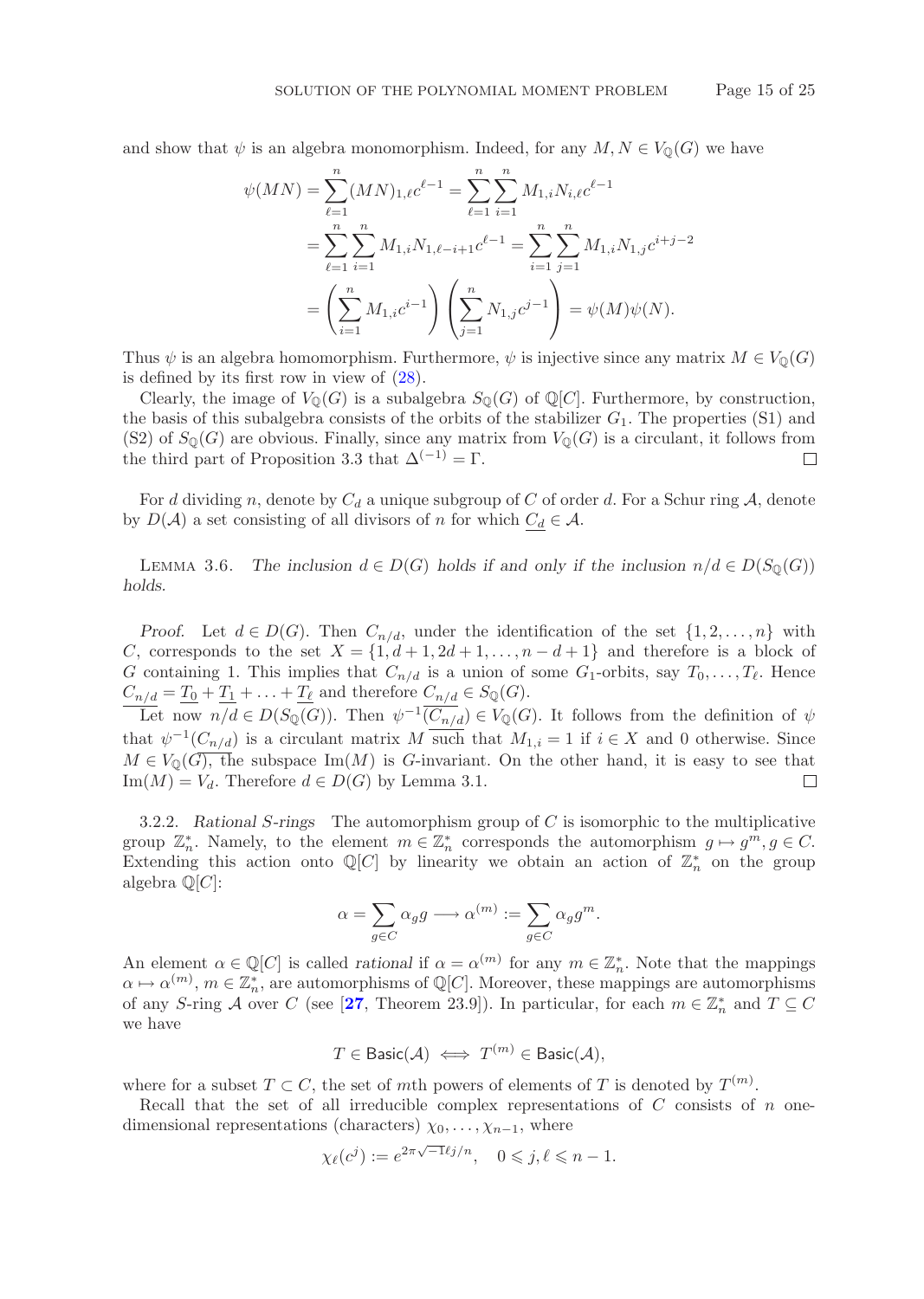and show that $\psi$ is an algebra monomorphism. Indeed, for any $M, N \in V_{\mathbb{Q}}(G)$ we have

$$
\begin{aligned}
\psi(MN) &= \sum_{\ell=1}^{n}(MN)_{1,\ell}c^{\ell-1} = \sum_{\ell=1}^{n}\sum_{i=1}^{n} M_{1,i}N_{i,\ell}c^{\ell-1} \\
&= \sum_{\ell=1}^{n}\sum_{i=1}^{n} M_{1,i}N_{1,\ell-i+1}c^{\ell-1} = \sum_{i=1}^{n}\sum_{j=1}^{n} M_{1,i}N_{1,j}c^{i+j-2} \\
&= \left(\sum_{i=1}^{n} M_{1,i}c^{i-1}\right)\left(\sum_{j=1}^{n} N_{1,j}c^{j-1}\right) = \psi(M)\psi(N).
\end{aligned}
$$

Thus $\psi$ is an algebra homomorphism. Furthermore, $\psi$ is injective since any matrix $M \in V_{\mathbb{Q}}(G)$ is defined by its first row in view of (28).

Clearly, the image of $V_{\mathbb{Q}}(G)$ is a subalgebra $S_{\mathbb{Q}}(G)$ of $\mathbb{Q}[C]$. Furthermore, by construction, the basis of this subalgebra consists of the orbits of the stabilizer $G_1$. The properties (S1) and (S2) of $S_{\mathbb{Q}}(G)$ are obvious. Finally, since any matrix from $V_{\mathbb{Q}}(G)$ is a circulant, it follows from the third part of Proposition 3.3 that $\Delta^{(-1)} = \Gamma$. $\square$

For $d$ dividing $n$, denote by $C_d$ a unique subgroup of $C$ of order $d$. For a Schur ring $\mathcal{A}$, denote by $D(\mathcal{A})$ a set consisting of all divisors of $n$ for which $\underline{C_d} \in \mathcal{A}$.

Lemma 3.6. *The inclusion $d \in D(G)$ holds if and only if the inclusion $n/d \in D(S_{\mathbb{Q}}(G))$ holds.*

*Proof.* Let $d \in D(G)$. Then $C_{n/d}$, under the identification of the set $\{1, 2, \ldots, n\}$ with $C$, corresponds to the set $X = \{1, d+1, 2d+1, \ldots, n-d+1\}$ and therefore is a block of $G$ containing 1. This implies that $C_{n/d}$ is a union of some $G_1$-orbits, say $T_0, \ldots, T_\ell$. Hence $\underline{C_{n/d}} = \underline{T_0} + \underline{T_1} + \ldots + \underline{T_\ell}$ and therefore $\underline{C_{n/d}} \in S_{\mathbb{Q}}(G)$.

Let now $n/d \in D(S_{\mathbb{Q}}(G))$. Then $\psi^{-1}(\underline{C_{n/d}}) \in V_{\mathbb{Q}}(G)$. It follows from the definition of $\psi$ that $\psi^{-1}(C_{n/d})$ is a circulant matrix $M$ such that $M_{1,i} = 1$ if $i \in X$ and 0 otherwise. Since $M \in V_{\mathbb{Q}}(G)$, the subspace $\mathrm{Im}(M)$ is $G$-invariant. On the other hand, it is easy to see that $\mathrm{Im}(M) = V_d$. Therefore $d \in D(G)$ by Lemma 3.1. $\square$

3.2.2. *Rational S-rings* The automorphism group of $C$ is isomorphic to the multiplicative group $\mathbb{Z}_n^*$. Namely, to the element $m \in \mathbb{Z}_n^*$ corresponds the automorphism $g \mapsto g^m, g \in C$. Extending this action onto $\mathbb{Q}[C]$ by linearity we obtain an action of $\mathbb{Z}_n^*$ on the group algebra $\mathbb{Q}[C]$:

$$
\alpha = \sum_{g\in C}\alpha_g g \longrightarrow \alpha^{(m)} := \sum_{g\in C}\alpha_g g^m.
$$

An element $\alpha \in \mathbb{Q}[C]$ is called *rational* if $\alpha = \alpha^{(m)}$ for any $m \in \mathbb{Z}_n^*$. Note that the mappings $\alpha \mapsto \alpha^{(m)}$, $m \in \mathbb{Z}_n^*$, are automorphisms of $\mathbb{Q}[C]$. Moreover, these mappings are automorphisms of any $S$-ring $\mathcal{A}$ over $C$ (see [27, Theorem 23.9]). In particular, for each $m \in \mathbb{Z}_n^*$ and $T \subseteq C$ we have

$$
T \in \mathsf{Basic}(\mathcal{A}) \iff T^{(m)} \in \mathsf{Basic}(\mathcal{A}),
$$

where for a subset $T \subset C$, the set of $m$th powers of elements of $T$ is denoted by $T^{(m)}$.

Recall that the set of all irreducible complex representations of $C$ consists of $n$ one-dimensional representations (characters) $\chi_0, \ldots, \chi_{n-1}$, where

$$
\chi_\ell(c^j) := e^{2\pi\sqrt{-1}\ell j/n}, \quad 0 \leqslant j, \ell \leqslant n-1.
$$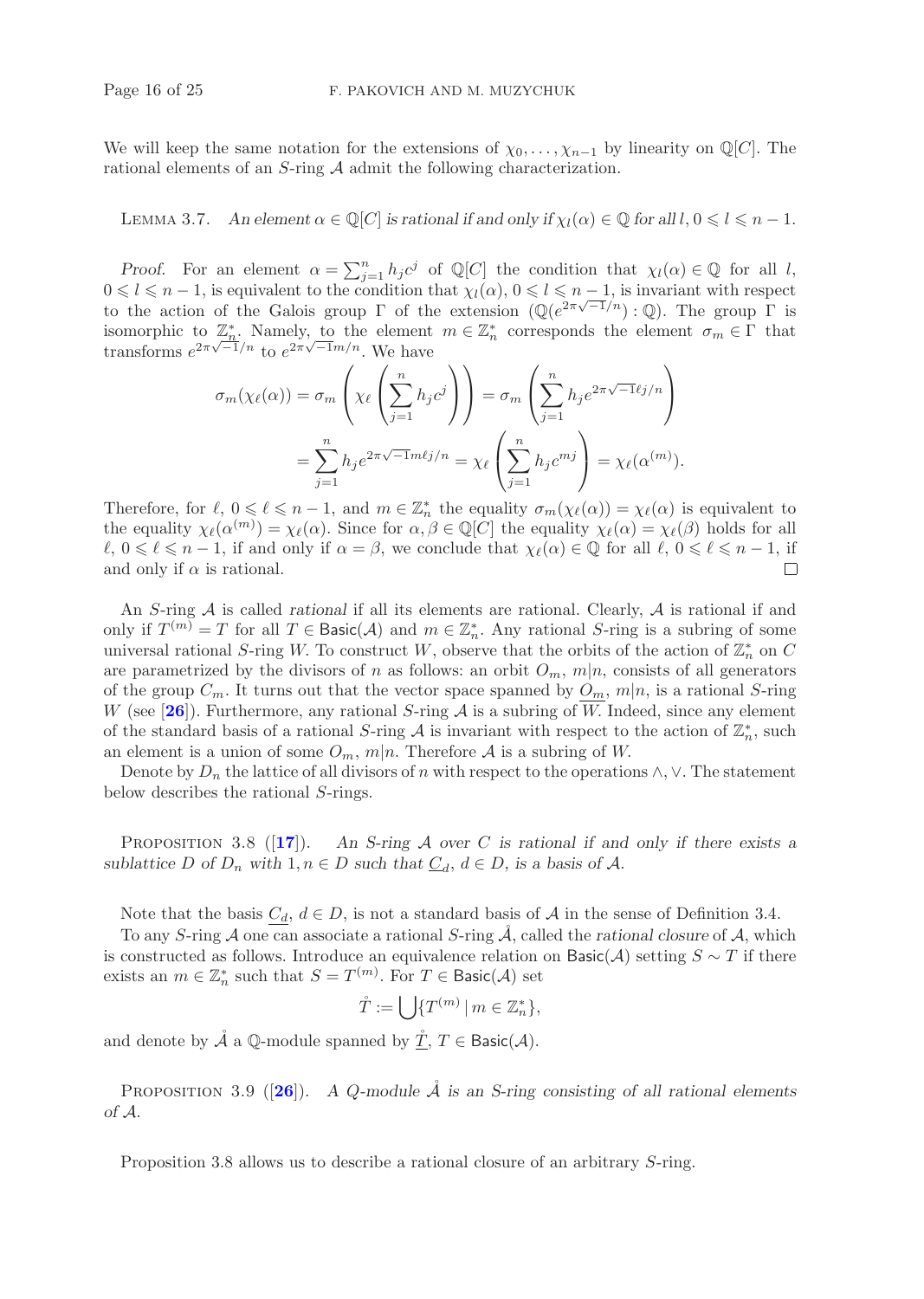We will keep the same notation for the extensions of $\chi_0, \dots, \chi_{n-1}$ by linearity on $\mathbb{Q}[C]$. The rational elements of an $S$-ring $\mathcal{A}$ admit the following characterization.

**Lemma 3.7.** *An element $\alpha \in \mathbb{Q}[C]$ is rational if and only if $\chi_l(\alpha) \in \mathbb{Q}$ for all $l$, $0 \leqslant l \leqslant n-1$.*

*Proof.* For an element $\alpha = \sum_{j=1}^{n} h_j c^j$ of $\mathbb{Q}[C]$ the condition that $\chi_l(\alpha) \in \mathbb{Q}$ for all $l$, $0 \leqslant l \leqslant n-1$, is equivalent to the condition that $\chi_l(\alpha)$, $0 \leqslant l \leqslant n-1$, is invariant with respect to the action of the Galois group $\Gamma$ of the extension $(\mathbb{Q}(e^{2\pi\sqrt{-1}/n}) : \mathbb{Q})$. The group $\Gamma$ is isomorphic to $\mathbb{Z}_n^*$. Namely, to the element $m \in \mathbb{Z}_n^*$ corresponds the element $\sigma_m \in \Gamma$ that transforms $e^{2\pi\sqrt{-1}/n}$ to $e^{2\pi\sqrt{-1}m/n}$. We have

$$\sigma_m(\chi_\ell(\alpha)) = \sigma_m\left(\chi_\ell\left(\sum_{j=1}^{n} h_j c^j\right)\right) = \sigma_m\left(\sum_{j=1}^{n} h_j e^{2\pi\sqrt{-1}\ell j/n}\right)$$
$$= \sum_{j=1}^{n} h_j e^{2\pi\sqrt{-1}m\ell j/n} = \chi_\ell\left(\sum_{j=1}^{n} h_j c^{mj}\right) = \chi_\ell(\alpha^{(m)}).$$

Therefore, for $\ell$, $0 \leqslant \ell \leqslant n-1$, and $m \in \mathbb{Z}_n^*$ the equality $\sigma_m(\chi_\ell(\alpha)) = \chi_\ell(\alpha)$ is equivalent to the equality $\chi_\ell(\alpha^{(m)}) = \chi_\ell(\alpha)$. Since for $\alpha, \beta \in \mathbb{Q}[C]$ the equality $\chi_\ell(\alpha) = \chi_\ell(\beta)$ holds for all $\ell$, $0 \leqslant \ell \leqslant n-1$, if and only if $\alpha = \beta$, we conclude that $\chi_\ell(\alpha) \in \mathbb{Q}$ for all $\ell$, $0 \leqslant \ell \leqslant n-1$, if and only if $\alpha$ is rational. □

An $S$-ring $\mathcal{A}$ is called *rational* if all its elements are rational. Clearly, $\mathcal{A}$ is rational if and only if $T^{(m)} = T$ for all $T \in \mathsf{Basic}(\mathcal{A})$ and $m \in \mathbb{Z}_n^*$. Any rational $S$-ring is a subring of some universal rational $S$-ring $W$. To construct $W$, observe that the orbits of the action of $\mathbb{Z}_n^*$ on $C$ are parametrized by the divisors of $n$ as follows: an orbit $O_m$, $m|n$, consists of all generators of the group $C_m$. It turns out that the vector space spanned by $\underline{O_m}$, $m|n$, is a rational $S$-ring $W$ (see [26]). Furthermore, any rational $S$-ring $\mathcal{A}$ is a subring of $W$. Indeed, since any element of the standard basis of a rational $S$-ring $\mathcal{A}$ is invariant with respect to the action of $\mathbb{Z}_n^*$, such an element is a union of some $O_m$, $m|n$. Therefore $\mathcal{A}$ is a subring of $W$.

Denote by $D_n$ the lattice of all divisors of $n$ with respect to the operations $\wedge, \vee$. The statement below describes the rational $S$-rings.

**Proposition 3.8** ([17]). *An $S$-ring $\mathcal{A}$ over $C$ is rational if and only if there exists a sublattice $D$ of $D_n$ with $1, n \in D$ such that $\underline{C_d}$, $d \in D$, is a basis of $\mathcal{A}$.*

Note that the basis $\underline{C_d}$, $d \in D$, is not a standard basis of $\mathcal{A}$ in the sense of Definition 3.4.

To any $S$-ring $\mathcal{A}$ one can associate a rational $S$-ring $\mathring{\mathcal{A}}$, called the *rational closure* of $\mathcal{A}$, which is constructed as follows. Introduce an equivalence relation on $\mathsf{Basic}(\mathcal{A})$ setting $S \sim T$ if there exists an $m \in \mathbb{Z}_n^*$ such that $S = T^{(m)}$. For $T \in \mathsf{Basic}(\mathcal{A})$ set

$$\mathring{T} := \bigcup \{T^{(m)} \,|\, m \in \mathbb{Z}_n^*\},$$

and denote by $\mathring{\mathcal{A}}$ a $\mathbb{Q}$-module spanned by $\underline{\mathring{T}}$, $T \in \mathsf{Basic}(\mathcal{A})$.

**Proposition 3.9** ([26]). *A $Q$-module $\mathring{\mathcal{A}}$ is an $S$-ring consisting of all rational elements of $\mathcal{A}$.*

Proposition 3.8 allows us to describe a rational closure of an arbitrary $S$-ring.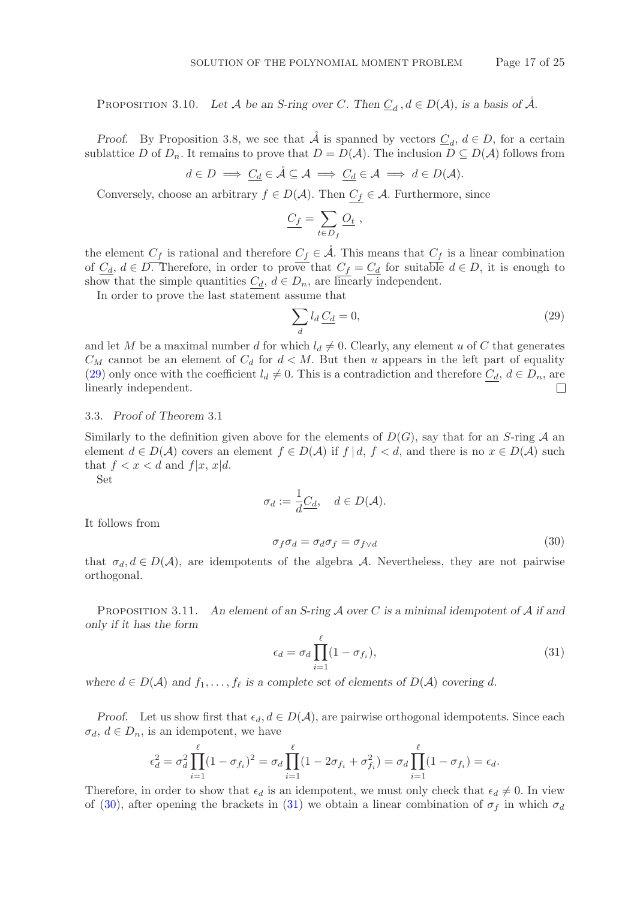Proposition 3.10. *Let $\mathcal{A}$ be an S-ring over $C$. Then $\underline{C_d}$, $d \in D(\mathcal{A})$, is a basis of $\mathring{\mathcal{A}}$.*

*Proof.* By Proposition 3.8, we see that $\mathring{\mathcal{A}}$ is spanned by vectors $\underline{C_d}$, $d \in D$, for a certain sublattice $D$ of $D_n$. It remains to prove that $D = D(\mathcal{A})$. The inclusion $D \subseteq D(\mathcal{A})$ follows from

$$d \in D \implies \underline{C_d} \in \mathring{\mathcal{A}} \subseteq \mathcal{A} \implies \underline{C_d} \in \mathcal{A} \implies d \in D(\mathcal{A}).$$

Conversely, choose an arbitrary $f \in D(\mathcal{A})$. Then $\underline{C_f} \in \mathcal{A}$. Furthermore, since

$$\underline{C_f} = \sum_{t \in D_f} \underline{O_t}\ ,$$

the element $\underline{C_f}$ is rational and therefore $\underline{C_f} \in \mathring{\mathcal{A}}$. This means that $\underline{C_f}$ is a linear combination of $\underline{C_d}$, $d \in D$. Therefore, in order to prove that $\underline{C_f} = \underline{C_d}$ for suitable $d \in D$, it is enough to show that the simple quantities $\underline{C_d}$, $d \in D_n$, are linearly independent.

In order to prove the last statement assume that

$$\sum_d l_d \, \underline{C_d} = 0, \tag{29}$$

and let $M$ be a maximal number $d$ for which $l_d \neq 0$. Clearly, any element $u$ of $C$ that generates $C_M$ cannot be an element of $C_d$ for $d < M$. But then $u$ appears in the left part of equality (29) only once with the coefficient $l_d \neq 0$. This is a contradiction and therefore $\underline{C_d}$, $d \in D_n$, are linearly independent. $\square$

### 3.3. *Proof of Theorem* 3.1

Similarly to the definition given above for the elements of $D(G)$, say that for an $S$-ring $\mathcal{A}$ an element $d \in D(\mathcal{A})$ covers an element $f \in D(\mathcal{A})$ if $f \,|\, d$, $f < d$, and there is no $x \in D(\mathcal{A})$ such that $f < x < d$ and $f|x$, $x|d$.

Set

$$\sigma_d := \frac{1}{d}\underline{C_d}, \quad d \in D(\mathcal{A}).$$

It follows from

$$\sigma_f \sigma_d = \sigma_d \sigma_f = \sigma_{f \vee d} \tag{30}$$

that $\sigma_d, d \in D(\mathcal{A})$, are idempotents of the algebra $\mathcal{A}$. Nevertheless, they are not pairwise orthogonal.

Proposition 3.11. *An element of an S-ring $\mathcal{A}$ over $C$ is a minimal idempotent of $\mathcal{A}$ if and only if it has the form*

$$\epsilon_d = \sigma_d \prod_{i=1}^{\ell} (1 - \sigma_{f_i}), \tag{31}$$

*where $d \in D(\mathcal{A})$ and $f_1, \ldots, f_\ell$ is a complete set of elements of $D(\mathcal{A})$ covering $d$.*

*Proof.* Let us show first that $\epsilon_d, d \in D(\mathcal{A})$, are pairwise orthogonal idempotents. Since each $\sigma_d$, $d \in D_n$, is an idempotent, we have

$$\epsilon_d^2 = \sigma_d^2 \prod_{i=1}^{\ell} (1 - \sigma_{f_i})^2 = \sigma_d \prod_{i=1}^{\ell} (1 - 2\sigma_{f_i} + \sigma_{f_i}^2) = \sigma_d \prod_{i=1}^{\ell} (1 - \sigma_{f_i}) = \epsilon_d.$$

Therefore, in order to show that $\epsilon_d$ is an idempotent, we must only check that $\epsilon_d \neq 0$. In view of (30), after opening the brackets in (31) we obtain a linear combination of $\sigma_f$ in which $\sigma_d$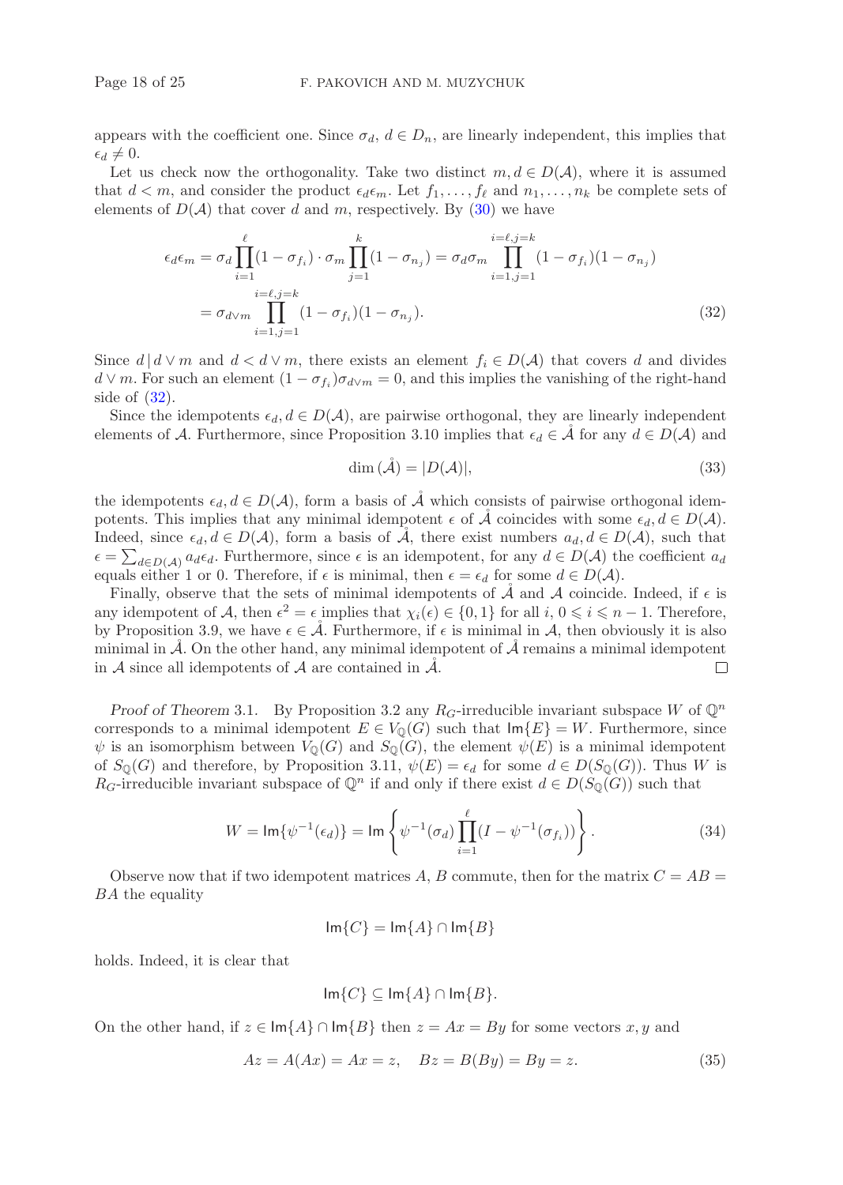appears with the coefficient one. Since $\sigma_d$, $d \in D_n$, are linearly independent, this implies that $\epsilon_d \neq 0$.

Let us check now the orthogonality. Take two distinct $m, d \in D(\mathcal{A})$, where it is assumed that $d < m$, and consider the product $\epsilon_d \epsilon_m$. Let $f_1, \dots, f_\ell$ and $n_1, \dots, n_k$ be complete sets of elements of $D(\mathcal{A})$ that cover $d$ and $m$, respectively. By (30) we have

$$
\begin{aligned}
\epsilon_d \epsilon_m &= \sigma_d \prod_{i=1}^{\ell} (1 - \sigma_{f_i}) \cdot \sigma_m \prod_{j=1}^{k} (1 - \sigma_{n_j}) = \sigma_d \sigma_m \prod_{i=1, j=1}^{i=\ell, j=k} (1 - \sigma_{f_i})(1 - \sigma_{n_j}) \\
&= \sigma_{d \vee m} \prod_{i=1, j=1}^{i=\ell, j=k} (1 - \sigma_{f_i})(1 - \sigma_{n_j}).
\end{aligned} \tag{32}
$$

Since $d \,|\, d \vee m$ and $d < d \vee m$, there exists an element $f_i \in D(\mathcal{A})$ that covers $d$ and divides $d \vee m$. For such an element $(1 - \sigma_{f_i}) \sigma_{d \vee m} = 0$, and this implies the vanishing of the right-hand side of (32).

Since the idempotents $\epsilon_d, d \in D(\mathcal{A})$, are pairwise orthogonal, they are linearly independent elements of $\mathcal{A}$. Furthermore, since Proposition 3.10 implies that $\epsilon_d \in \mathring{\mathcal{A}}$ for any $d \in D(\mathcal{A})$ and

$$
\dim(\mathring{\mathcal{A}}) = |D(\mathcal{A})|, \tag{33}
$$

the idempotents $\epsilon_d, d \in D(\mathcal{A})$, form a basis of $\mathring{\mathcal{A}}$ which consists of pairwise orthogonal idempotents. This implies that any minimal idempotent $\epsilon$ of $\mathring{\mathcal{A}}$ coincides with some $\epsilon_d, d \in D(\mathcal{A})$. Indeed, since $\epsilon_d, d \in D(\mathcal{A})$, form a basis of $\mathring{\mathcal{A}}$, there exist numbers $a_d, d \in D(\mathcal{A})$, such that $\epsilon = \sum_{d \in D(\mathcal{A})} a_d \epsilon_d$. Furthermore, since $\epsilon$ is an idempotent, for any $d \in D(\mathcal{A})$ the coefficient $a_d$ equals either 1 or 0. Therefore, if $\epsilon$ is minimal, then $\epsilon = \epsilon_d$ for some $d \in D(\mathcal{A})$.

Finally, observe that the sets of minimal idempotents of $\mathring{\mathcal{A}}$ and $\mathcal{A}$ coincide. Indeed, if $\epsilon$ is any idempotent of $\mathcal{A}$, then $\epsilon^2 = \epsilon$ implies that $\chi_i(\epsilon) \in \{0, 1\}$ for all $i$, $0 \leqslant i \leqslant n-1$. Therefore, by Proposition 3.9, we have $\epsilon \in \mathring{\mathcal{A}}$. Furthermore, if $\epsilon$ is minimal in $\mathcal{A}$, then obviously it is also minimal in $\mathring{\mathcal{A}}$. On the other hand, any minimal idempotent of $\mathring{\mathcal{A}}$ remains a minimal idempotent in $\mathcal{A}$ since all idempotents of $\mathcal{A}$ are contained in $\mathring{\mathcal{A}}$. □

*Proof of Theorem* 3.1. By Proposition 3.2 any $R_G$-irreducible invariant subspace $W$ of $\mathbb{Q}^n$ corresponds to a minimal idempotent $E \in V_{\mathbb{Q}}(G)$ such that $\mathsf{Im}\{E\} = W$. Furthermore, since $\psi$ is an isomorphism between $V_{\mathbb{Q}}(G)$ and $S_{\mathbb{Q}}(G)$, the element $\psi(E)$ is a minimal idempotent of $S_{\mathbb{Q}}(G)$ and therefore, by Proposition 3.11, $\psi(E) = \epsilon_d$ for some $d \in D(S_{\mathbb{Q}}(G))$. Thus $W$ is $R_G$-irreducible invariant subspace of $\mathbb{Q}^n$ if and only if there exist $d \in D(S_{\mathbb{Q}}(G))$ such that

$$
W = \mathsf{Im}\{\psi^{-1}(\epsilon_d)\} = \mathsf{Im}\left\{ \psi^{-1}(\sigma_d) \prod_{i=1}^{\ell} (I - \psi^{-1}(\sigma_{f_i})) \right\}. \tag{34}
$$

Observe now that if two idempotent matrices $A$, $B$ commute, then for the matrix $C = AB = BA$ the equality

$$
\mathsf{Im}\{C\} = \mathsf{Im}\{A\} \cap \mathsf{Im}\{B\}
$$

holds. Indeed, it is clear that

$$
\mathsf{Im}\{C\} \subseteq \mathsf{Im}\{A\} \cap \mathsf{Im}\{B\}.
$$

On the other hand, if $z \in \mathsf{Im}\{A\} \cap \mathsf{Im}\{B\}$ then $z = Ax = By$ for some vectors $x, y$ and

$$
Az = A(Ax) = Ax = z, \quad Bz = B(By) = By = z. \tag{35}
$$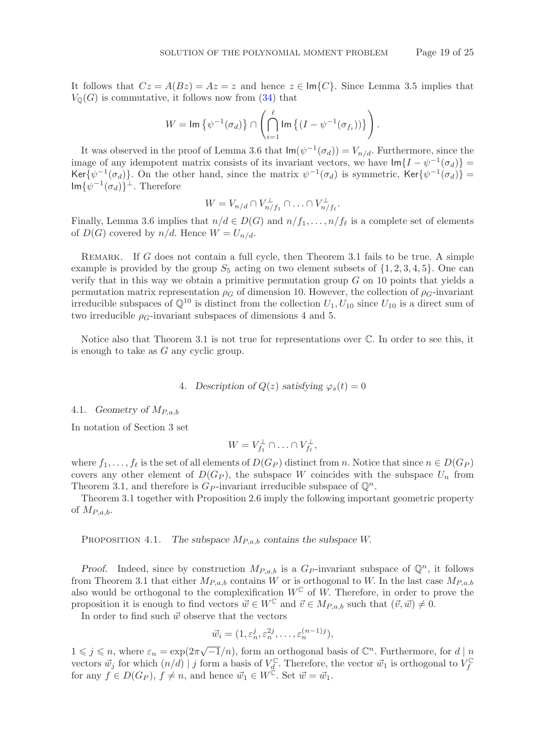It follows that $Cz = A(Bz) = Az = z$ and hence $z \in \mathsf{Im}\{C\}$. Since Lemma 3.5 implies that $V_{\mathbb{Q}}(G)$ is commutative, it follows now from (34) that

$$W = \mathsf{Im}\left\{\psi^{-1}(\sigma_d)\right\} \cap \left(\bigcap_{i=1}^{\ell} \mathsf{Im}\left\{(I - \psi^{-1}(\sigma_{f_i}))\right\}\right).$$

It was observed in the proof of Lemma 3.6 that $\mathsf{Im}(\psi^{-1}(\sigma_d)) = V_{n/d}$. Furthermore, since the image of any idempotent matrix consists of its invariant vectors, we have $\mathsf{Im}\{I - \psi^{-1}(\sigma_d)\} = \mathsf{Ker}\{\psi^{-1}(\sigma_d)\}$. On the other hand, since the matrix $\psi^{-1}(\sigma_d)$ is symmetric, $\mathsf{Ker}\{\psi^{-1}(\sigma_d)\} = \mathsf{Im}\{\psi^{-1}(\sigma_d)\}^{\perp}$. Therefore

$$W = V_{n/d} \cap V_{n/f_1}^{\perp} \cap \ldots \cap V_{n/f_\ell}^{\perp}.$$

Finally, Lemma 3.6 implies that $n/d \in D(G)$ and $n/f_1, \ldots, n/f_\ell$ is a complete set of elements of $D(G)$ covered by $n/d$. Hence $W = U_{n/d}$.

Remark. If $G$ does not contain a full cycle, then Theorem 3.1 fails to be true. A simple example is provided by the group $S_5$ acting on two element subsets of $\{1, 2, 3, 4, 5\}$. One can verify that in this way we obtain a primitive permutation group $G$ on 10 points that yields a permutation matrix representation $\rho_G$ of dimension 10. However, the collection of $\rho_G$-invariant irreducible subspaces of $\mathbb{Q}^{10}$ is distinct from the collection $U_1, U_{10}$ since $U_{10}$ is a direct sum of two irreducible $\rho_G$-invariant subspaces of dimensions 4 and 5.

Notice also that Theorem 3.1 is not true for representations over $\mathbb{C}$. In order to see this, it is enough to take as $G$ any cyclic group.

## 4. *Description of $Q(z)$ satisfying $\varphi_s(t) = 0$*

### 4.1. *Geometry of $M_{P,a,b}$*

In notation of Section 3 set

$$W = V_{f_1}^{\perp} \cap \ldots \cap V_{f_\ell}^{\perp},$$

where $f_1, \ldots, f_\ell$ is the set of all elements of $D(G_P)$ distinct from $n$. Notice that since $n \in D(G_P)$ covers any other element of $D(G_P)$, the subspace $W$ coincides with the subspace $U_n$ from Theorem 3.1, and therefore is $G_P$-invariant irreducible subspace of $\mathbb{Q}^n$.

Theorem 3.1 together with Proposition 2.6 imply the following important geometric property of $M_{P,a,b}$.

Proposition 4.1. *The subspace $M_{P,a,b}$ contains the subspace $W$.*

*Proof.* Indeed, since by construction $M_{P,a,b}$ is a $G_P$-invariant subspace of $\mathbb{Q}^n$, it follows from Theorem 3.1 that either $M_{P,a,b}$ contains $W$ or is orthogonal to $W$. In the last case $M_{P,a,b}$ also would be orthogonal to the complexification $W^{\mathbb{C}}$ of $W$. Therefore, in order to prove the proposition it is enough to find vectors $\vec{w} \in W^{\mathbb{C}}$ and $\vec{v} \in M_{P,a,b}$ such that $(\vec{v}, \vec{w}) \neq 0$.

In order to find such $\vec{w}$ observe that the vectors

$$\vec{w}_i = (1, \varepsilon_n^j, \varepsilon_n^{2j}, \ldots, \varepsilon_n^{(n-1)j}),$$

$1 \leqslant j \leqslant n$, where $\varepsilon_n = \exp(2\pi\sqrt{-1}/n)$, form an orthogonal basis of $\mathbb{C}^n$. Furthermore, for $d \mid n$ vectors $\vec{w}_j$ for which $(n/d) \mid j$ form a basis of $V_d^{\mathbb{C}}$. Therefore, the vector $\vec{w}_1$ is orthogonal to $V_f^{\mathbb{C}}$ for any $f \in D(G_P)$, $f \neq n$, and hence $\vec{w}_1 \in W^{\mathbb{C}}$. Set $\vec{w} = \vec{w}_1$.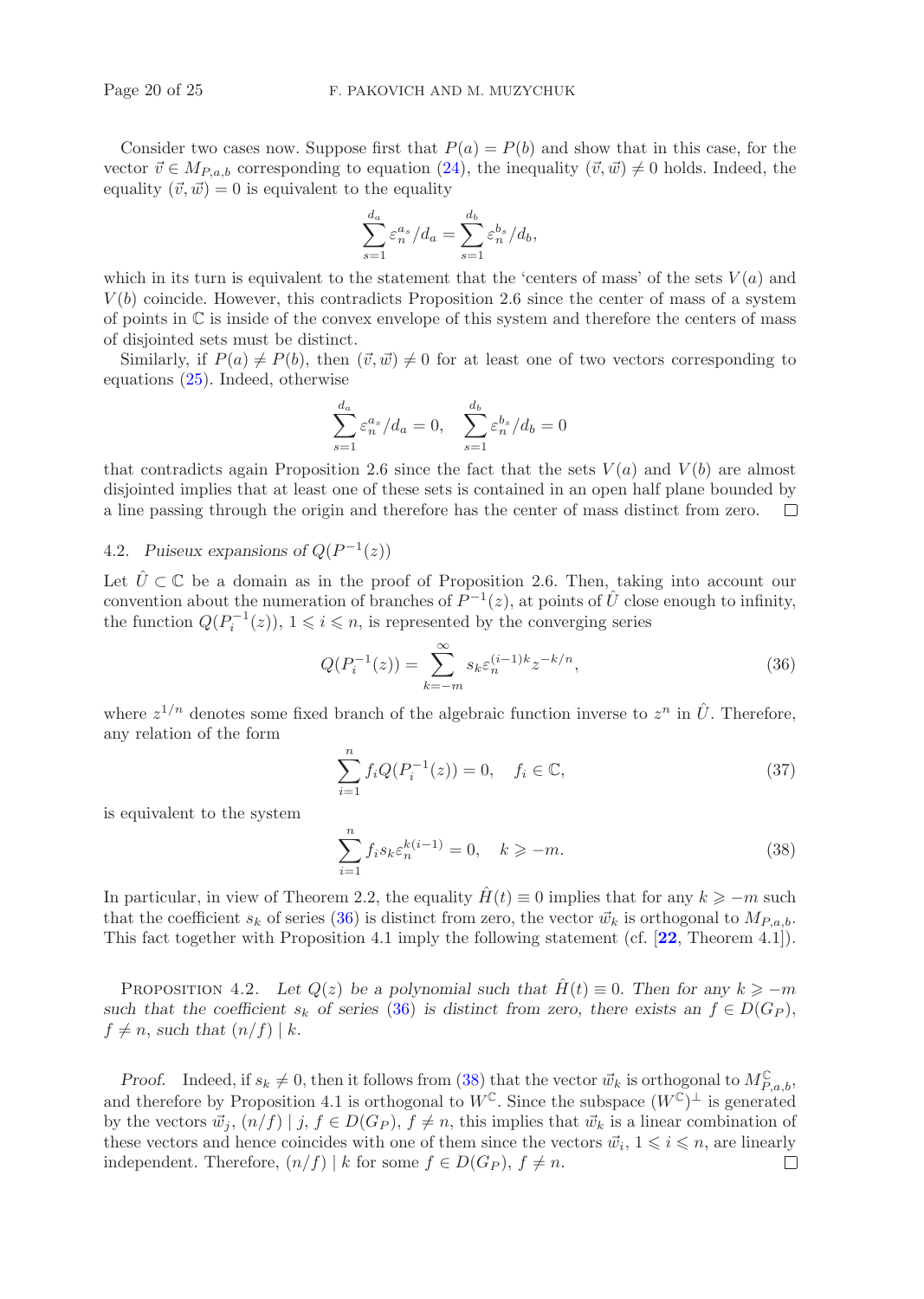Consider two cases now. Suppose first that $P(a) = P(b)$ and show that in this case, for the vector $\vec{v} \in M_{P,a,b}$ corresponding to equation (24), the inequality $(\vec{v}, \vec{w}) \neq 0$ holds. Indeed, the equality $(\vec{v}, \vec{w}) = 0$ is equivalent to the equality

$$\sum_{s=1}^{d_a} \varepsilon_n^{a_s}/d_a = \sum_{s=1}^{d_b} \varepsilon_n^{b_s}/d_b,$$

which in its turn is equivalent to the statement that the 'centers of mass' of the sets $V(a)$ and $V(b)$ coincide. However, this contradicts Proposition 2.6 since the center of mass of a system of points in $\mathbb{C}$ is inside of the convex envelope of this system and therefore the centers of mass of disjointed sets must be distinct.

Similarly, if $P(a) \neq P(b)$, then $(\vec{v}, \vec{w}) \neq 0$ for at least one of two vectors corresponding to equations (25). Indeed, otherwise

$$\sum_{s=1}^{d_a} \varepsilon_n^{a_s}/d_a = 0, \quad \sum_{s=1}^{d_b} \varepsilon_n^{b_s}/d_b = 0$$

that contradicts again Proposition 2.6 since the fact that the sets $V(a)$ and $V(b)$ are almost disjointed implies that at least one of these sets is contained in an open half plane bounded by a line passing through the origin and therefore has the center of mass distinct from zero. □

## 4.2. *Puiseux expansions of $Q(P^{-1}(z))$*

Let $\hat{U} \subset \mathbb{C}$ be a domain as in the proof of Proposition 2.6. Then, taking into account our convention about the numeration of branches of $P^{-1}(z)$, at points of $\hat{U}$ close enough to infinity, the function $Q(P_i^{-1}(z))$, $1 \leqslant i \leqslant n$, is represented by the converging series

$$Q(P_i^{-1}(z)) = \sum_{k=-m}^{\infty} s_k \varepsilon_n^{(i-1)k} z^{-k/n}, \tag{36}$$

where $z^{1/n}$ denotes some fixed branch of the algebraic function inverse to $z^n$ in $\hat{U}$. Therefore, any relation of the form

$$\sum_{i=1}^{n} f_i Q(P_i^{-1}(z)) = 0, \quad f_i \in \mathbb{C}, \tag{37}$$

is equivalent to the system

$$\sum_{i=1}^{n} f_i s_k \varepsilon_n^{k(i-1)} = 0, \quad k \geqslant -m. \tag{38}$$

In particular, in view of Theorem 2.2, the equality $\hat{H}(t) \equiv 0$ implies that for any $k \geqslant -m$ such that the coefficient $s_k$ of series (36) is distinct from zero, the vector $\vec{w}_k$ is orthogonal to $M_{P,a,b}$. This fact together with Proposition 4.1 imply the following statement (cf. [**22**, Theorem 4.1]).

Proposition 4.2. *Let $Q(z)$ be a polynomial such that $\hat{H}(t) \equiv 0$. Then for any $k \geqslant -m$ such that the coefficient $s_k$ of series (36) is distinct from zero, there exists an $f \in D(G_P)$, $f \neq n$, such that $(n/f) \mid k$.*

*Proof.* Indeed, if $s_k \neq 0$, then it follows from (38) that the vector $\vec{w}_k$ is orthogonal to $M^{\mathbb{C}}_{P,a,b}$, and therefore by Proposition 4.1 is orthogonal to $W^{\mathbb{C}}$. Since the subspace $(W^{\mathbb{C}})^{\perp}$ is generated by the vectors $\vec{w}_j$, $(n/f) \mid j$, $f \in D(G_P)$, $f \neq n$, this implies that $\vec{w}_k$ is a linear combination of these vectors and hence coincides with one of them since the vectors $\vec{w}_i$, $1 \leqslant i \leqslant n$, are linearly independent. Therefore, $(n/f) \mid k$ for some $f \in D(G_P)$, $f \neq n$. □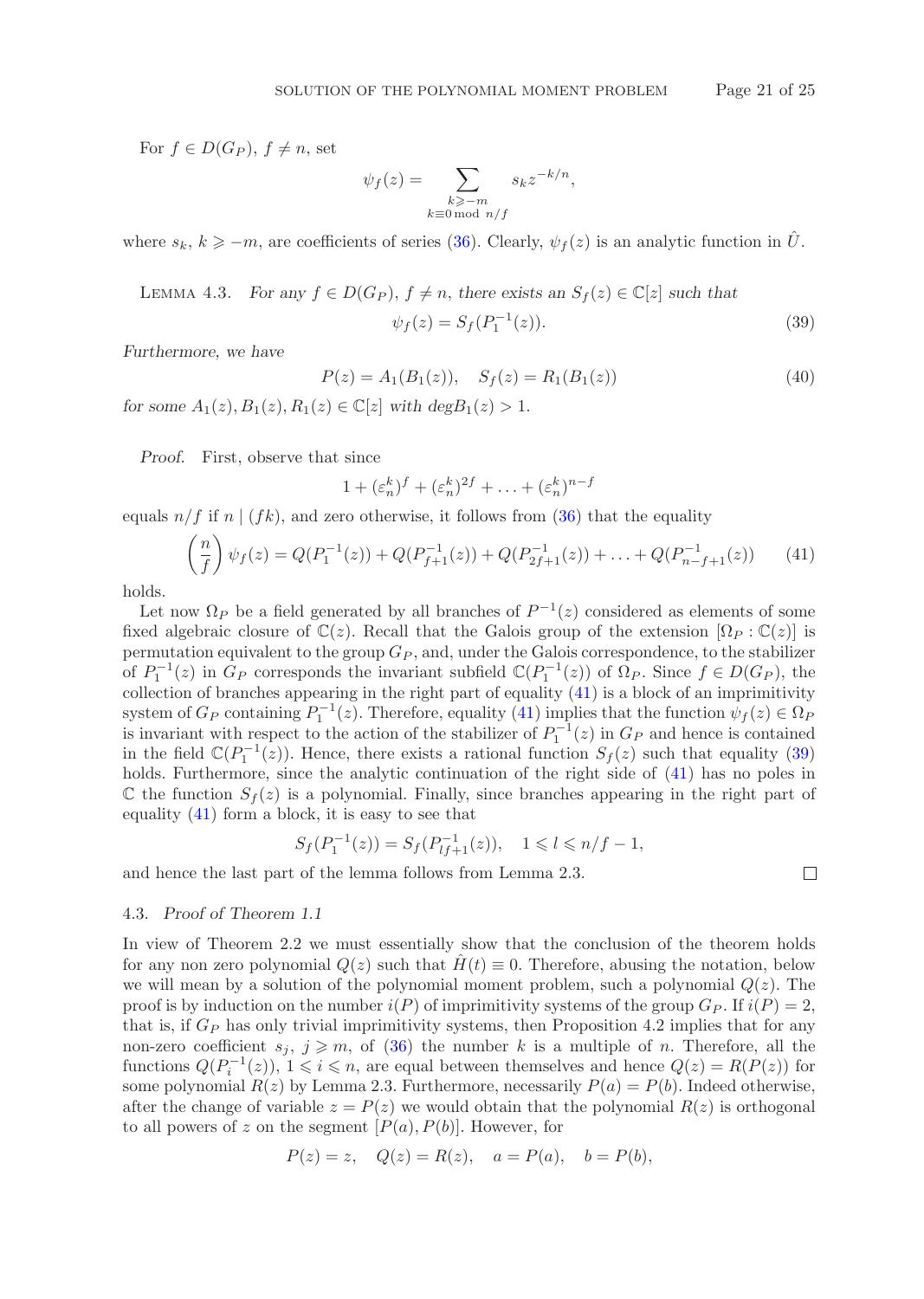For $f \in D(G_P)$, $f \neq n$, set

$$\psi_f(z) = \sum_{\substack{k \geqslant -m \\ k \equiv 0 \bmod n/f}} s_k z^{-k/n},$$

where $s_k$, $k \geqslant -m$, are coefficients of series (36). Clearly, $\psi_f(z)$ is an analytic function in $\hat{U}$.

Lemma 4.3. *For any $f \in D(G_P)$, $f \neq n$, there exists an $S_f(z) \in \mathbb{C}[z]$ such that*

$$\psi_f(z) = S_f(P_1^{-1}(z)). \tag{39}$$

*Furthermore, we have*

$$P(z) = A_1(B_1(z)), \quad S_f(z) = R_1(B_1(z)) \tag{40}$$

*for some $A_1(z), B_1(z), R_1(z) \in \mathbb{C}[z]$ with $\deg B_1(z) > 1$.*

*Proof.* First, observe that since

$$1 + (\varepsilon_n^k)^f + (\varepsilon_n^k)^{2f} + \ldots + (\varepsilon_n^k)^{n-f}$$

equals $n/f$ if $n \mid (fk)$, and zero otherwise, it follows from (36) that the equality

$$\left(\frac{n}{f}\right) \psi_f(z) = Q(P_1^{-1}(z)) + Q(P_{f+1}^{-1}(z)) + Q(P_{2f+1}^{-1}(z)) + \ldots + Q(P_{n-f+1}^{-1}(z)) \tag{41}$$

holds.

Let now $\Omega_P$ be a field generated by all branches of $P^{-1}(z)$ considered as elements of some fixed algebraic closure of $\mathbb{C}(z)$. Recall that the Galois group of the extension $[\Omega_P : \mathbb{C}(z)]$ is permutation equivalent to the group $G_P$, and, under the Galois correspondence, to the stabilizer of $P_1^{-1}(z)$ in $G_P$ corresponds the invariant subfield $\mathbb{C}(P_1^{-1}(z))$ of $\Omega_P$. Since $f \in D(G_P)$, the collection of branches appearing in the right part of equality (41) is a block of an imprimitivity system of $G_P$ containing $P_1^{-1}(z)$. Therefore, equality (41) implies that the function $\psi_f(z) \in \Omega_P$ is invariant with respect to the action of the stabilizer of $P_1^{-1}(z)$ in $G_P$ and hence is contained in the field $\mathbb{C}(P_1^{-1}(z))$. Hence, there exists a rational function $S_f(z)$ such that equality (39) holds. Furthermore, since the analytic continuation of the right side of (41) has no poles in $\mathbb{C}$ the function $S_f(z)$ is a polynomial. Finally, since branches appearing in the right part of equality (41) form a block, it is easy to see that

$$S_f(P_1^{-1}(z)) = S_f(P_{lf+1}^{-1}(z)), \quad 1 \leqslant l \leqslant n/f - 1,$$

and hence the last part of the lemma follows from Lemma 2.3. $\square$

### 4.3. *Proof of Theorem 1.1*

In view of Theorem 2.2 we must essentially show that the conclusion of the theorem holds for any non zero polynomial $Q(z)$ such that $\hat{H}(t) \equiv 0$. Therefore, abusing the notation, below we will mean by a solution of the polynomial moment problem, such a polynomial $Q(z)$. The proof is by induction on the number $i(P)$ of imprimitivity systems of the group $G_P$. If $i(P) = 2$, that is, if $G_P$ has only trivial imprimitivity systems, then Proposition 4.2 implies that for any non-zero coefficient $s_j$, $j \geqslant m$, of (36) the number $k$ is a multiple of $n$. Therefore, all the functions $Q(P_i^{-1}(z))$, $1 \leqslant i \leqslant n$, are equal between themselves and hence $Q(z) = R(P(z))$ for some polynomial $R(z)$ by Lemma 2.3. Furthermore, necessarily $P(a) = P(b)$. Indeed otherwise, after the change of variable $z = P(z)$ we would obtain that the polynomial $R(z)$ is orthogonal to all powers of $z$ on the segment $[P(a), P(b)]$. However, for

$$P(z) = z, \quad Q(z) = R(z), \quad a = P(a), \quad b = P(b),$$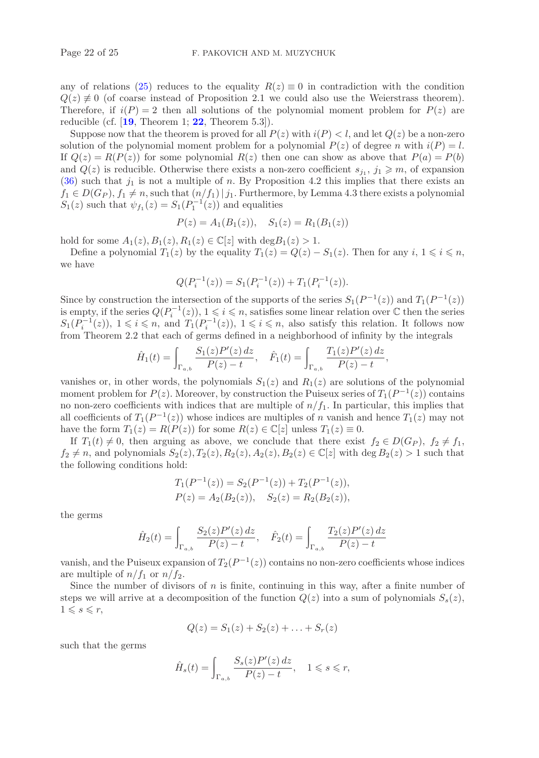any of relations (25) reduces to the equality $R(z) \equiv 0$ in contradiction with the condition $Q(z) \not\equiv 0$ (of coarse instead of Proposition 2.1 we could also use the Weierstrass theorem). Therefore, if $i(P) = 2$ then all solutions of the polynomial moment problem for $P(z)$ are reducible (cf. [**19**, Theorem 1; **22**, Theorem 5.3]).

Suppose now that the theorem is proved for all $P(z)$ with $i(P) < l$, and let $Q(z)$ be a non-zero solution of the polynomial moment problem for a polynomial $P(z)$ of degree $n$ with $i(P) = l$. If $Q(z) = R(P(z))$ for some polynomial $R(z)$ then one can show as above that $P(a) = P(b)$ and $Q(z)$ is reducible. Otherwise there exists a non-zero coefficient $s_{j_1}$, $j_1 \geqslant m$, of expansion (36) such that $j_1$ is not a multiple of $n$. By Proposition 4.2 this implies that there exists an $f_1 \in D(G_P)$, $f_1 \neq n$, such that $(n/f_1) \mid j_1$. Furthermore, by Lemma 4.3 there exists a polynomial $S_1(z)$ such that $\psi_{f_1}(z) = S_1(P_1^{-1}(z))$ and equalities

$$P(z) = A_1(B_1(z)), \quad S_1(z) = R_1(B_1(z))$$

hold for some $A_1(z), B_1(z), R_1(z) \in \mathbb{C}[z]$ with $\deg B_1(z) > 1$.

Define a polynomial $T_1(z)$ by the equality $T_1(z) = Q(z) - S_1(z)$. Then for any $i$, $1 \leqslant i \leqslant n$, we have

$$Q(P_i^{-1}(z)) = S_1(P_i^{-1}(z)) + T_1(P_i^{-1}(z)).$$

Since by construction the intersection of the supports of the series $S_1(P^{-1}(z))$ and $T_1(P^{-1}(z))$ is empty, if the series $Q(P_i^{-1}(z))$, $1 \leqslant i \leqslant n$, satisfies some linear relation over $\mathbb{C}$ then the series $S_1(P_i^{-1}(z))$, $1 \leqslant i \leqslant n$, and $T_1(P_i^{-1}(z))$, $1 \leqslant i \leqslant n$, also satisfy this relation. It follows now from Theorem 2.2 that each of germs defined in a neighborhood of infinity by the integrals

$$\hat{H}_1(t) = \int_{\Gamma_{a,b}} \frac{S_1(z)P'(z)\,dz}{P(z) - t}, \quad \hat{F}_1(t) = \int_{\Gamma_{a,b}} \frac{T_1(z)P'(z)\,dz}{P(z) - t},$$

vanishes or, in other words, the polynomials $S_1(z)$ and $R_1(z)$ are solutions of the polynomial moment problem for $P(z)$. Moreover, by construction the Puiseux series of $T_1(P^{-1}(z))$ contains no non-zero coefficients with indices that are multiple of $n/f_1$. In particular, this implies that all coefficients of $T_1(P^{-1}(z))$ whose indices are multiples of $n$ vanish and hence $T_1(z)$ may not have the form $T_1(z) = R(P(z))$ for some $R(z) \in \mathbb{C}[z]$ unless $T_1(z) \equiv 0$.

If $T_1(t) \neq 0$, then arguing as above, we conclude that there exist $f_2 \in D(G_P)$, $f_2 \neq f_1$, $f_2 \neq n$, and polynomials $S_2(z), T_2(z), R_2(z), A_2(z), B_2(z) \in \mathbb{C}[z]$ with $\deg B_2(z) > 1$ such that the following conditions hold:

$$T_1(P^{-1}(z)) = S_2(P^{-1}(z)) + T_2(P^{-1}(z)),$$
$$P(z) = A_2(B_2(z)), \quad S_2(z) = R_2(B_2(z)),$$

the germs

$$\hat{H}_2(t) = \int_{\Gamma_{a,b}} \frac{S_2(z)P'(z)\,dz}{P(z) - t}, \quad \hat{F}_2(t) = \int_{\Gamma_{a,b}} \frac{T_2(z)P'(z)\,dz}{P(z) - t}$$

vanish, and the Puiseux expansion of $T_2(P^{-1}(z))$ contains no non-zero coefficients whose indices are multiple of $n/f_1$ or $n/f_2$.

Since the number of divisors of $n$ is finite, continuing in this way, after a finite number of steps we will arrive at a decomposition of the function $Q(z)$ into a sum of polynomials $S_s(z)$, $1 \leqslant s \leqslant r$,

$$Q(z) = S_1(z) + S_2(z) + \ldots + S_r(z)$$

such that the germs

$$\hat{H}_s(t) = \int_{\Gamma_{a,b}} \frac{S_s(z)P'(z)\,dz}{P(z) - t}, \quad 1 \leqslant s \leqslant r,$$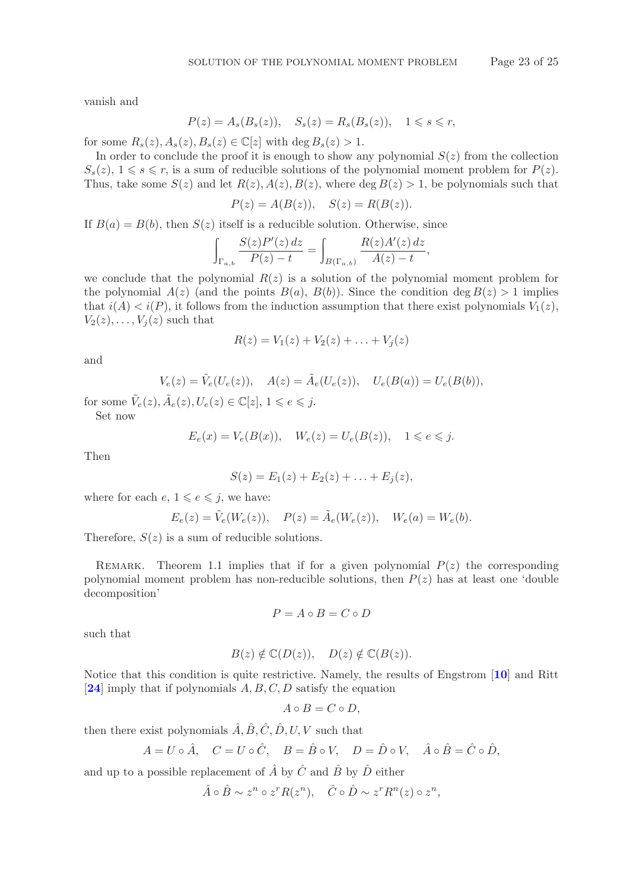vanish and

$$P(z) = A_s(B_s(z)), \quad S_s(z) = R_s(B_s(z)), \quad 1 \leqslant s \leqslant r,$$

for some $R_s(z), A_s(z), B_s(z) \in \mathbb{C}[z]$ with $\deg B_s(z) > 1$.

In order to conclude the proof it is enough to show any polynomial $S(z)$ from the collection $S_s(z)$, $1 \leqslant s \leqslant r$, is a sum of reducible solutions of the polynomial moment problem for $P(z)$. Thus, take some $S(z)$ and let $R(z), A(z), B(z)$, where $\deg B(z) > 1$, be polynomials such that

$$P(z) = A(B(z)), \quad S(z) = R(B(z)).$$

If $B(a) = B(b)$, then $S(z)$ itself is a reducible solution. Otherwise, since

$$\int_{\Gamma_{a,b}} \frac{S(z)P'(z)\,dz}{P(z) - t} = \int_{B(\Gamma_{a,b})} \frac{R(z)A'(z)\,dz}{A(z) - t},$$

we conclude that the polynomial $R(z)$ is a solution of the polynomial moment problem for the polynomial $A(z)$ (and the points $B(a)$, $B(b)$). Since the condition $\deg B(z) > 1$ implies that $i(A) < i(P)$, it follows from the induction assumption that there exist polynomials $V_1(z)$, $V_2(z), \ldots, V_j(z)$ such that

$$R(z) = V_1(z) + V_2(z) + \ldots + V_j(z)$$

and

$$V_e(z) = \tilde{V}_e(U_e(z)), \quad A(z) = \tilde{A}_e(U_e(z)), \quad U_e(B(a)) = U_e(B(b)),$$

for some $\tilde{V}_e(z), \tilde{A}_e(z), U_e(z) \in \mathbb{C}[z]$, $1 \leqslant e \leqslant j$.

Set now

$$E_e(x) = V_e(B(x)), \quad W_e(z) = U_e(B(z)), \quad 1 \leqslant e \leqslant j.$$

Then

$$S(z) = E_1(z) + E_2(z) + \ldots + E_j(z),$$

where for each $e$, $1 \leqslant e \leqslant j$, we have:

$$E_e(z) = \tilde{V}_e(W_e(z)), \quad P(z) = \tilde{A}_e(W_e(z)), \quad W_e(a) = W_e(b).$$

Therefore, $S(z)$ is a sum of reducible solutions.

Remark. Theorem 1.1 implies that if for a given polynomial $P(z)$ the corresponding polynomial moment problem has non-reducible solutions, then $P(z)$ has at least one 'double decomposition'

$$P = A \circ B = C \circ D$$

such that

$$B(z) \notin \mathbb{C}(D(z)), \quad D(z) \notin \mathbb{C}(B(z)).$$

Notice that this condition is quite restrictive. Namely, the results of Engstrom [**10**] and Ritt [**24**] imply that if polynomials $A, B, C, D$ satisfy the equation

$$A \circ B = C \circ D,$$

then there exist polynomials $\hat{A}, \hat{B}, \hat{C}, \hat{D}, U, V$ such that

$$A = U \circ \hat{A}, \quad C = U \circ \hat{C}, \quad B = \hat{B} \circ V, \quad D = \hat{D} \circ V, \quad \hat{A} \circ \hat{B} = \hat{C} \circ \hat{D},$$

and up to a possible replacement of $\hat{A}$ by $\hat{C}$ and $\hat{B}$ by $\hat{D}$ either

$$\hat{A} \circ \hat{B} \sim z^n \circ z^r R(z^n), \quad \hat{C} \circ \hat{D} \sim z^r R^n(z) \circ z^n,$$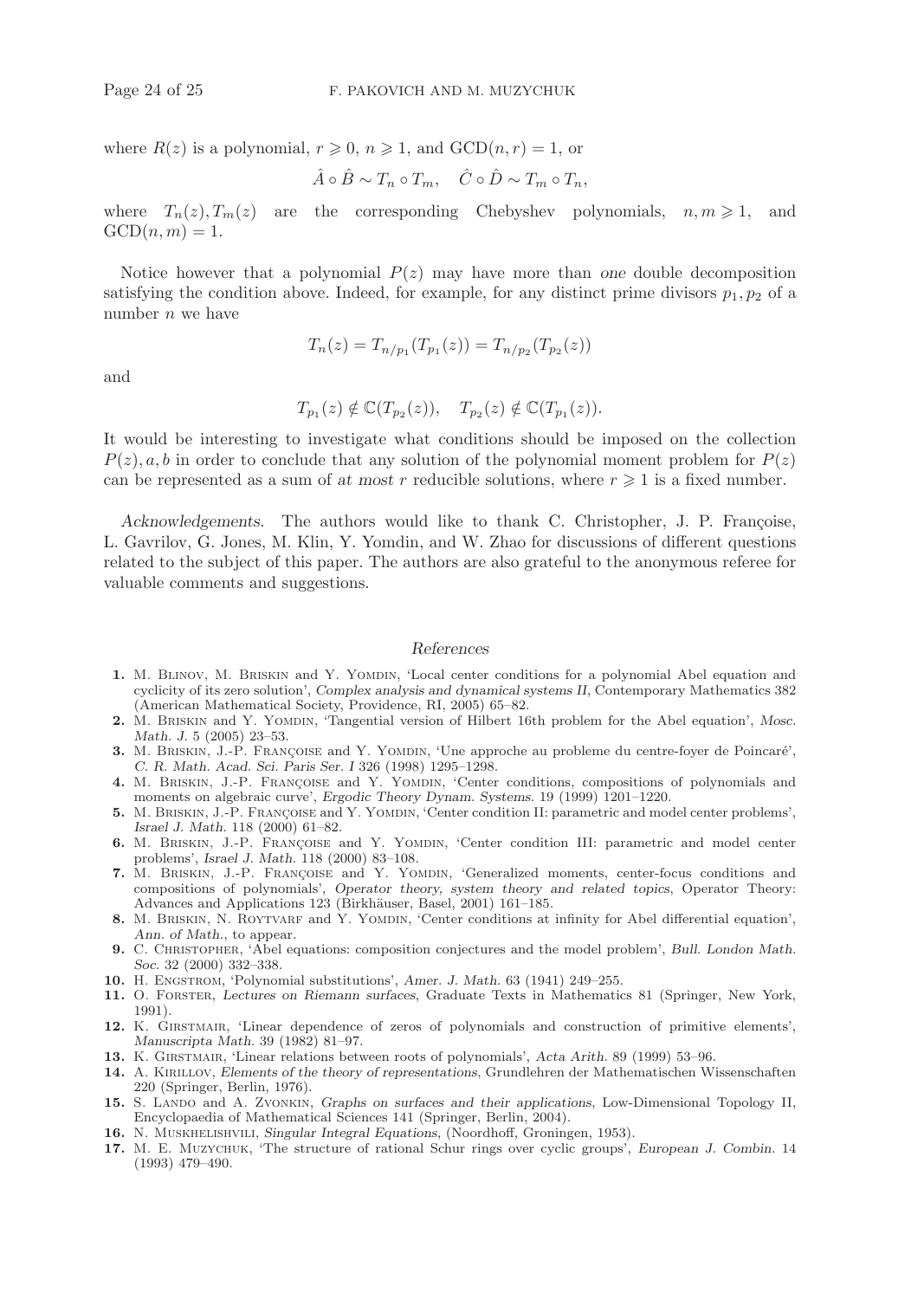where $R(z)$ is a polynomial, $r \geqslant 0$, $n \geqslant 1$, and $\mathrm{GCD}(n, r) = 1$, or

$$\hat{A} \circ \hat{B} \sim T_n \circ T_m, \quad \hat{C} \circ \hat{D} \sim T_m \circ T_n,$$

where $T_n(z), T_m(z)$ are the corresponding Chebyshev polynomials, $n, m \geqslant 1$, and $\mathrm{GCD}(n, m) = 1$.

Notice however that a polynomial $P(z)$ may have more than *one* double decomposition satisfying the condition above. Indeed, for example, for any distinct prime divisors $p_1, p_2$ of a number $n$ we have

$$T_n(z) = T_{n/p_1}(T_{p_1}(z)) = T_{n/p_2}(T_{p_2}(z))$$

and

$$T_{p_1}(z) \notin \mathbb{C}(T_{p_2}(z)), \quad T_{p_2}(z) \notin \mathbb{C}(T_{p_1}(z)).$$

It would be interesting to investigate what conditions should be imposed on the collection $P(z), a, b$ in order to conclude that any solution of the polynomial moment problem for $P(z)$ can be represented as a sum of *at most* $r$ reducible solutions, where $r \geqslant 1$ is a fixed number.

*Acknowledgements.* The authors would like to thank C. Christopher, J. P. Françoise, L. Gavrilov, G. Jones, M. Klin, Y. Yomdin, and W. Zhao for discussions of different questions related to the subject of this paper. The authors are also grateful to the anonymous referee for valuable comments and suggestions.

## *References*

1. M. Blinov, M. Briskin and Y. Yomdin, 'Local center conditions for a polynomial Abel equation and cyclicity of its zero solution', *Complex analysis and dynamical systems II*, Contemporary Mathematics 382 (American Mathematical Society, Providence, RI, 2005) 65–82.
2. M. Briskin and Y. Yomdin, 'Tangential version of Hilbert 16th problem for the Abel equation', *Mosc. Math. J.* 5 (2005) 23–53.
3. M. Briskin, J.-P. Françoise and Y. Yomdin, 'Une approche au probleme du centre-foyer de Poincaré', *C. R. Math. Acad. Sci. Paris Ser. I* 326 (1998) 1295–1298.
4. M. Briskin, J.-P. Françoise and Y. Yomdin, 'Center conditions, compositions of polynomials and moments on algebraic curve', *Ergodic Theory Dynam. Systems.* 19 (1999) 1201–1220.
5. M. Briskin, J.-P. Françoise and Y. Yomdin, 'Center condition II: parametric and model center problems', *Israel J. Math.* 118 (2000) 61–82.
6. M. Briskin, J.-P. Françoise and Y. Yomdin, 'Center condition III: parametric and model center problems', *Israel J. Math.* 118 (2000) 83–108.
7. M. Briskin, J.-P. Françoise and Y. Yomdin, 'Generalized moments, center-focus conditions and compositions of polynomials', *Operator theory, system theory and related topics*, Operator Theory: Advances and Applications 123 (Birkhäuser, Basel, 2001) 161–185.
8. M. Briskin, N. Roytvarf and Y. Yomdin, 'Center conditions at infinity for Abel differential equation', *Ann. of Math.*, to appear.
9. C. Christopher, 'Abel equations: composition conjectures and the model problem', *Bull. London Math. Soc.* 32 (2000) 332–338.
10. H. Engstrom, 'Polynomial substitutions', *Amer. J. Math.* 63 (1941) 249–255.
11. O. Forster, *Lectures on Riemann surfaces*, Graduate Texts in Mathematics 81 (Springer, New York, 1991).
12. K. Girstmair, 'Linear dependence of zeros of polynomials and construction of primitive elements', *Manuscripta Math.* 39 (1982) 81–97.
13. K. Girstmair, 'Linear relations between roots of polynomials', *Acta Arith.* 89 (1999) 53–96.
14. A. Kirillov, *Elements of the theory of representations*, Grundlehren der Mathematischen Wissenschaften 220 (Springer, Berlin, 1976).
15. S. Lando and A. Zvonkin, *Graphs on surfaces and their applications*, Low-Dimensional Topology II, Encyclopaedia of Mathematical Sciences 141 (Springer, Berlin, 2004).
16. N. Muskhelishvili, *Singular Integral Equations*, (Noordhoff, Groningen, 1953).
17. M. E. Muzychuk, 'The structure of rational Schur rings over cyclic groups', *European J. Combin.* 14 (1993) 479–490.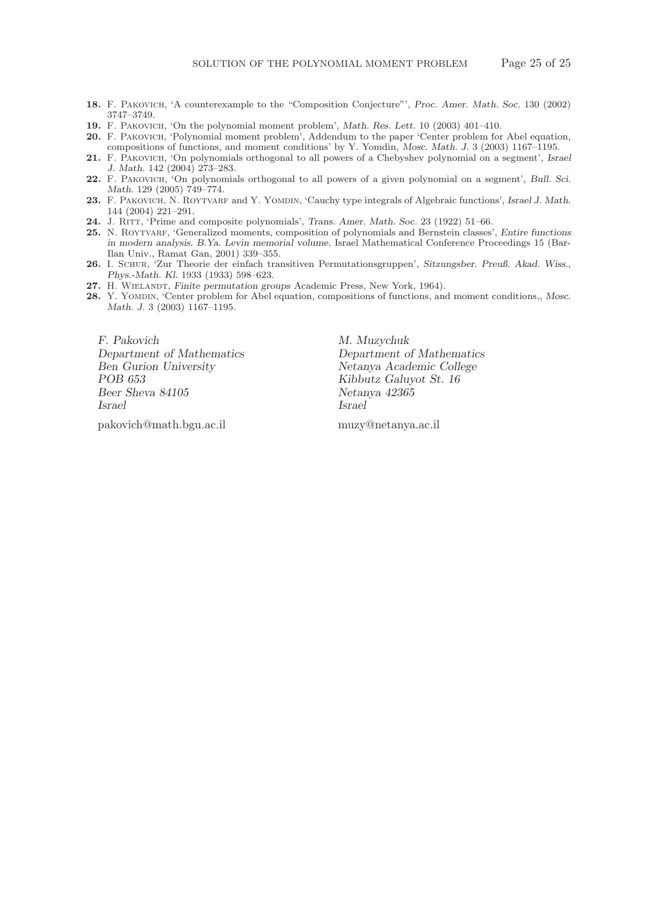**18.** F. Pakovich, 'A counterexample to the "Composition Conjecture"', *Proc. Amer. Math. Soc.* 130 (2002) 3747–3749.

**19.** F. Pakovich, 'On the polynomial moment problem', *Math. Res. Lett.* 10 (2003) 401–410.

**20.** F. Pakovich, 'Polynomial moment problem', Addendum to the paper 'Center problem for Abel equation, compositions of functions, and moment conditions' by Y. Yomdin, *Mosc. Math. J.* 3 (2003) 1167–1195.

**21.** F. Pakovich, 'On polynomials orthogonal to all powers of a Chebyshev polynomial on a segment', *Israel J. Math.* 142 (2004) 273–283.

**22.** F. Pakovich, 'On polynomials orthogonal to all powers of a given polynomial on a segment', *Bull. Sci. Math.* 129 (2005) 749–774.

**23.** F. Pakovich, N. Roytvarf and Y. Yomdin, 'Cauchy type integrals of Algebraic functions', *Israel J. Math.* 144 (2004) 221–291.

**24.** J. Ritt, 'Prime and composite polynomials', *Trans. Amer. Math. Soc.* 23 (1922) 51–66.

**25.** N. Roytvarf, 'Generalized moments, composition of polynomials and Bernstein classes', *Entire functions in modern analysis. B.Ya. Levin memorial volume*, Israel Mathematical Conference Proceedings 15 (Bar-Ilan Univ., Ramat Gan, 2001) 339–355.

**26.** I. Schur, 'Zur Theorie der einfach transitiven Permutationsgruppen', *Sitzungsber. Preuß. Akad. Wiss., Phys.-Math. Kl.* 1933 (1933) 598–623.

**27.** H. Wielandt, *Finite permutation groups* Academic Press, New York, 1964).

**28.** Y. Yomdin, 'Center problem for Abel equation, compositions of functions, and moment conditions,, *Mosc. Math. J.* 3 (2003) 1167–1195.

*F. Pakovich*
*Department of Mathematics*
*Ben Gurion University*
*POB 653*
*Beer Sheva 84105*
*Israel*

pakovich@math.bgu.ac.il

*M. Muzychuk*
*Department of Mathematics*
*Netanya Academic College*
*Kibbutz Galuyot St. 16*
*Netanya 42365*
*Israel*

muzy@netanya.ac.il